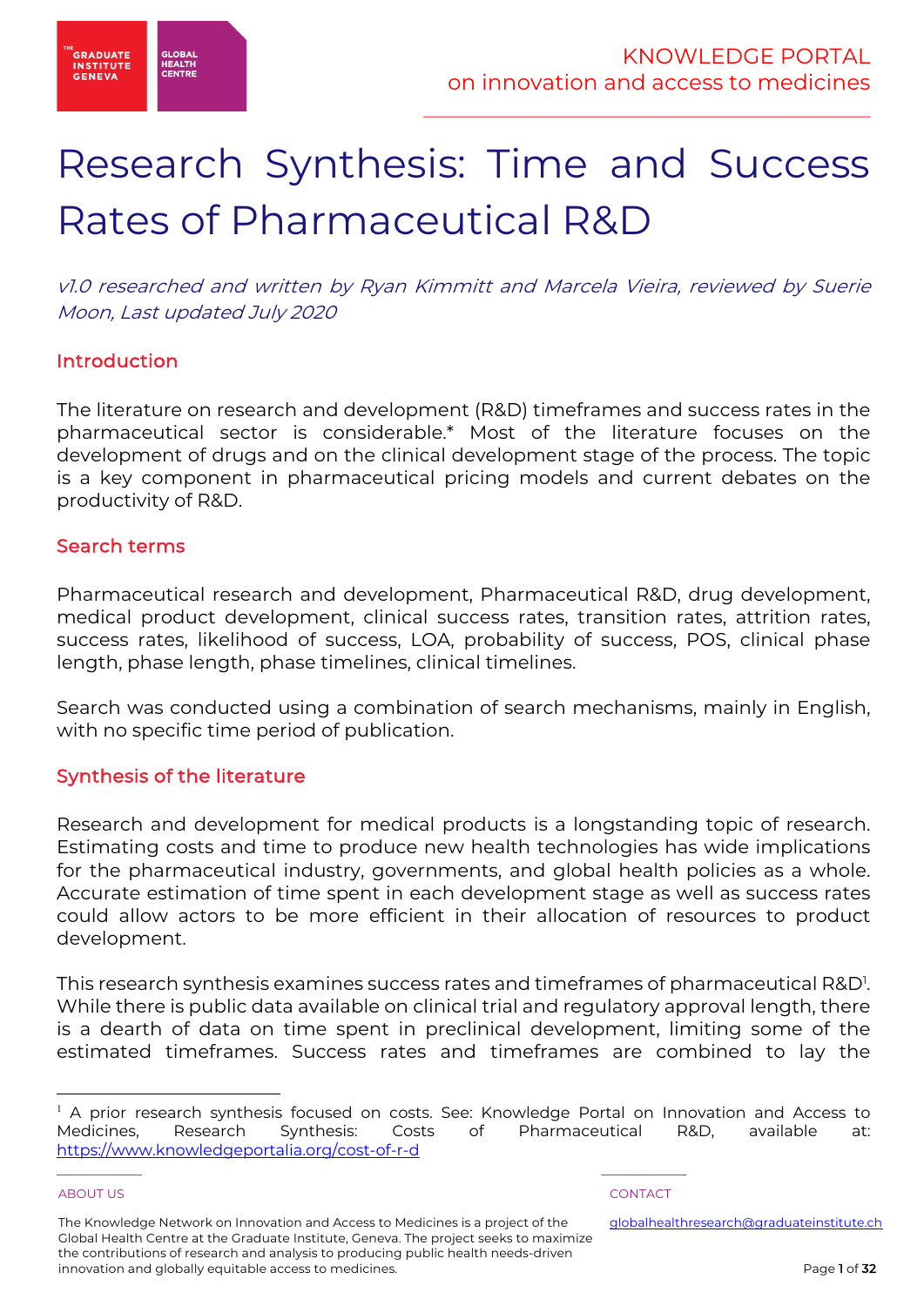KNOWLEDGE PORTAL
on innovation and access to medicines

# Research Synthesis: Time and Success Rates of Pharmaceutical R&D

*v1.0 researched and written by Ryan Kimmitt and Marcela Vieira, reviewed by Suerie Moon, Last updated July 2020*

## Introduction

The literature on research and development (R&D) timeframes and success rates in the pharmaceutical sector is considerable.* Most of the literature focuses on the development of drugs and on the clinical development stage of the process. The topic is a key component in pharmaceutical pricing models and current debates on the productivity of R&D.

## Search terms

Pharmaceutical research and development, Pharmaceutical R&D, drug development, medical product development, clinical success rates, transition rates, attrition rates, success rates, likelihood of success, LOA, probability of success, POS, clinical phase length, phase length, phase timelines, clinical timelines.

Search was conducted using a combination of search mechanisms, mainly in English, with no specific time period of publication.

## Synthesis of the literature

Research and development for medical products is a longstanding topic of research. Estimating costs and time to produce new health technologies has wide implications for the pharmaceutical industry, governments, and global health policies as a whole. Accurate estimation of time spent in each development stage as well as success rates could allow actors to be more efficient in their allocation of resources to product development.

This research synthesis examines success rates and timeframes of pharmaceutical R&D[1]. While there is public data available on clinical trial and regulatory approval length, there is a dearth of data on time spent in preclinical development, limiting some of the estimated timeframes. Success rates and timeframes are combined to lay the

[1] A prior research synthesis focused on costs. See: Knowledge Portal on Innovation and Access to Medicines, Research Synthesis: Costs of Pharmaceutical R&D, available at: https://www.knowledgeportalia.org/cost-of-r-d

ABOUT US

The Knowledge Network on Innovation and Access to Medicines is a project of the Global Health Centre at the Graduate Institute, Geneva. The project seeks to maximize the contributions of research and analysis to producing public health needs-driven innovation and globally equitable access to medicines.

CONTACT

globalhealthresearch@graduateinstitute.ch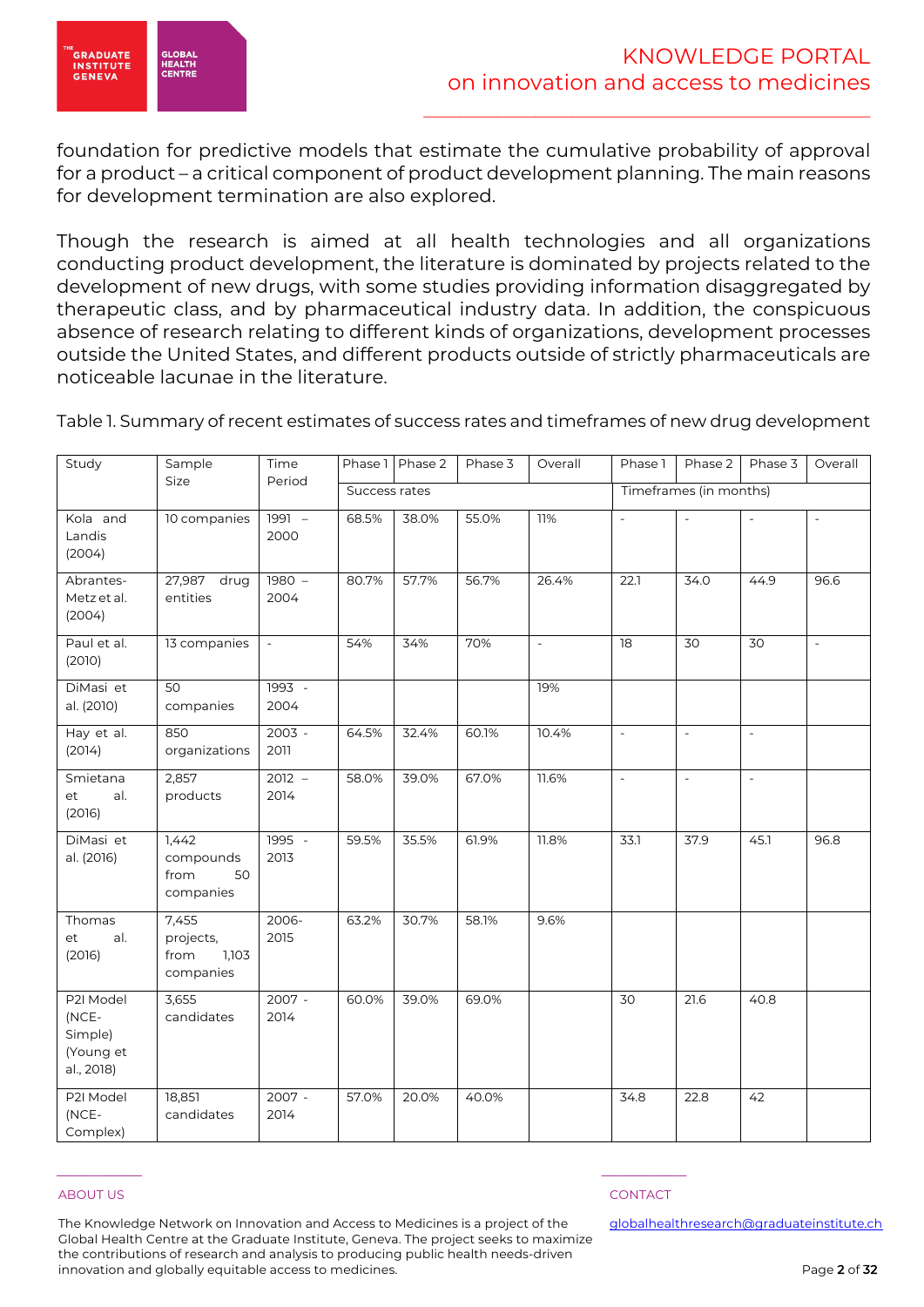foundation for predictive models that estimate the cumulative probability of approval for a product – a critical component of product development planning. The main reasons for development termination are also explored.

Though the research is aimed at all health technologies and all organizations conducting product development, the literature is dominated by projects related to the development of new drugs, with some studies providing information disaggregated by therapeutic class, and by pharmaceutical industry data. In addition, the conspicuous absence of research relating to different kinds of organizations, development processes outside the United States, and different products outside of strictly pharmaceuticals are noticeable lacunae in the literature.

Table 1. Summary of recent estimates of success rates and timeframes of new drug development

| Study | Sample Size | Time Period | Phase 1 | Phase 2 | Phase 3 | Overall | Phase 1 | Phase 2 | Phase 3 | Overall |
|---|---|---|---|---|---|---|---|---|---|---|
| | | | Success rates | | | | Timeframes (in months) | | | |
| Kola and Landis (2004) | 10 companies | 1991 – 2000 | 68.5% | 38.0% | 55.0% | 11% | - | - | - | - |
| Abrantes-Metz et al. (2004) | 27,987 drug entities | 1980 – 2004 | 80.7% | 57.7% | 56.7% | 26.4% | 22.1 | 34.0 | 44.9 | 96.6 |
| Paul et al. (2010) | 13 companies | - | 54% | 34% | 70% | - | 18 | 30 | 30 | - |
| DiMasi et al. (2010) | 50 companies | 1993 - 2004 | | | | 19% | | | | |
| Hay et al. (2014) | 850 organizations | 2003 - 2011 | 64.5% | 32.4% | 60.1% | 10.4% | - | - | - | |
| Smietana et al. (2016) | 2,857 products | 2012 – 2014 | 58.0% | 39.0% | 67.0% | 11.6% | - | - | - | |
| DiMasi et al. (2016) | 1,442 compounds from 50 companies | 1995 - 2013 | 59.5% | 35.5% | 61.9% | 11.8% | 33.1 | 37.9 | 45.1 | 96.8 |
| Thomas et al. (2016) | 7,455 projects, from 1,103 companies | 2006-2015 | 63.2% | 30.7% | 58.1% | 9.6% | | | | |
| P2I Model (NCE-Simple) (Young et al., 2018) | 3,655 candidates | 2007 - 2014 | 60.0% | 39.0% | 69.0% | | 30 | 21.6 | 40.8 | |
| P2I Model (NCE-Complex) | 18,851 candidates | 2007 - 2014 | 57.0% | 20.0% | 40.0% | | 34.8 | 22.8 | 42 | |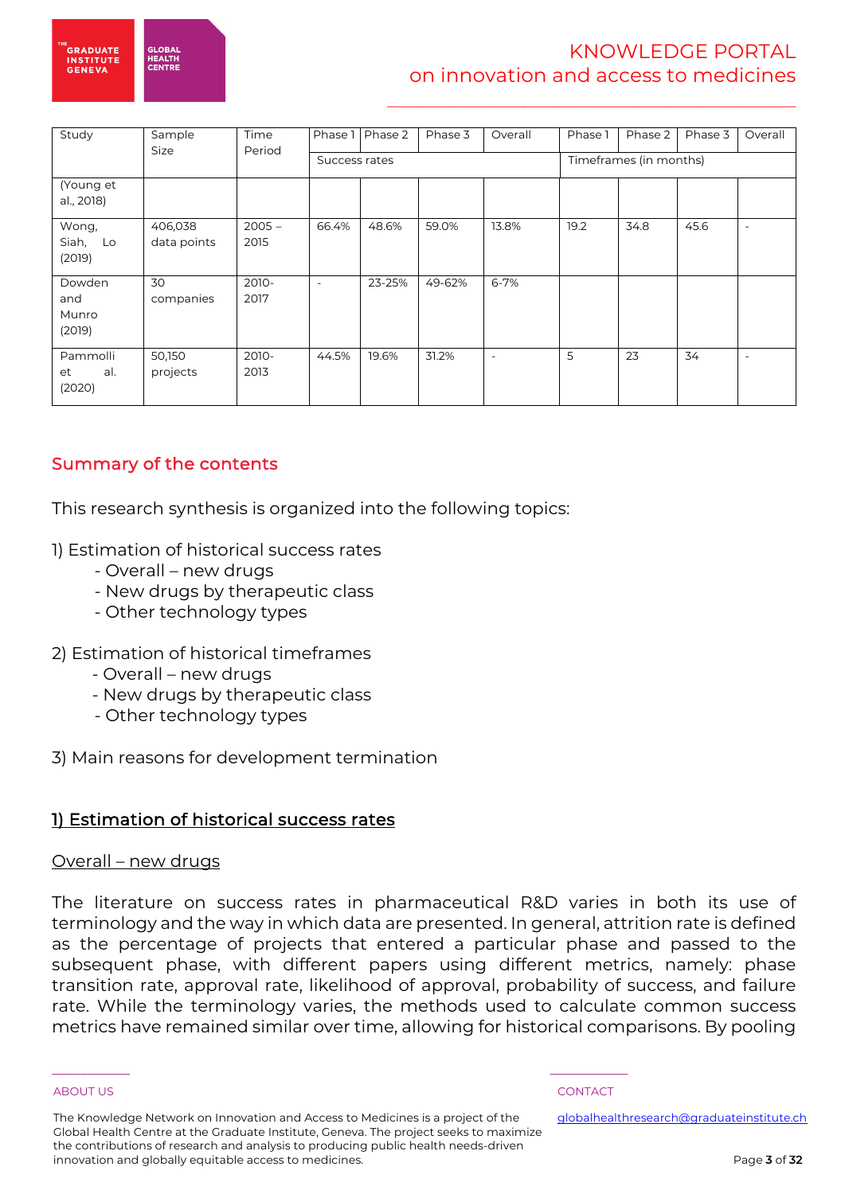| Study | Sample Size | Time Period | Phase 1 | Phase 2 | Phase 3 | Overall | Phase 1 | Phase 2 | Phase 3 | Overall |
|---|---|---|---|---|---|---|---|---|---|---|
| | | | Success rates | | | | Timeframes (in months) | | | |
| (Young et al., 2018) | | | | | | | | | | |
| Wong, Siah, Lo (2019) | 406,038 data points | 2005 – 2015 | 66.4% | 48.6% | 59.0% | 13.8% | 19.2 | 34.8 | 45.6 | - |
| Dowden and Munro (2019) | 30 companies | 2010-2017 | - | 23-25% | 49-62% | 6-7% | | | | |
| Pammolli et al. (2020) | 50,150 projects | 2010-2013 | 44.5% | 19.6% | 31.2% | - | 5 | 23 | 34 | - |

## Summary of the contents

This research synthesis is organized into the following topics:

1) Estimation of historical success rates
   - Overall – new drugs
   - New drugs by therapeutic class
   - Other technology types

2) Estimation of historical timeframes
   - Overall – new drugs
   - New drugs by therapeutic class
   - Other technology types

3) Main reasons for development termination

## 1) Estimation of historical success rates

### Overall – new drugs

The literature on success rates in pharmaceutical R&D varies in both its use of terminology and the way in which data are presented. In general, attrition rate is defined as the percentage of projects that entered a particular phase and passed to the subsequent phase, with different papers using different metrics, namely: phase transition rate, approval rate, likelihood of approval, probability of success, and failure rate. While the terminology varies, the methods used to calculate common success metrics have remained similar over time, allowing for historical comparisons. By pooling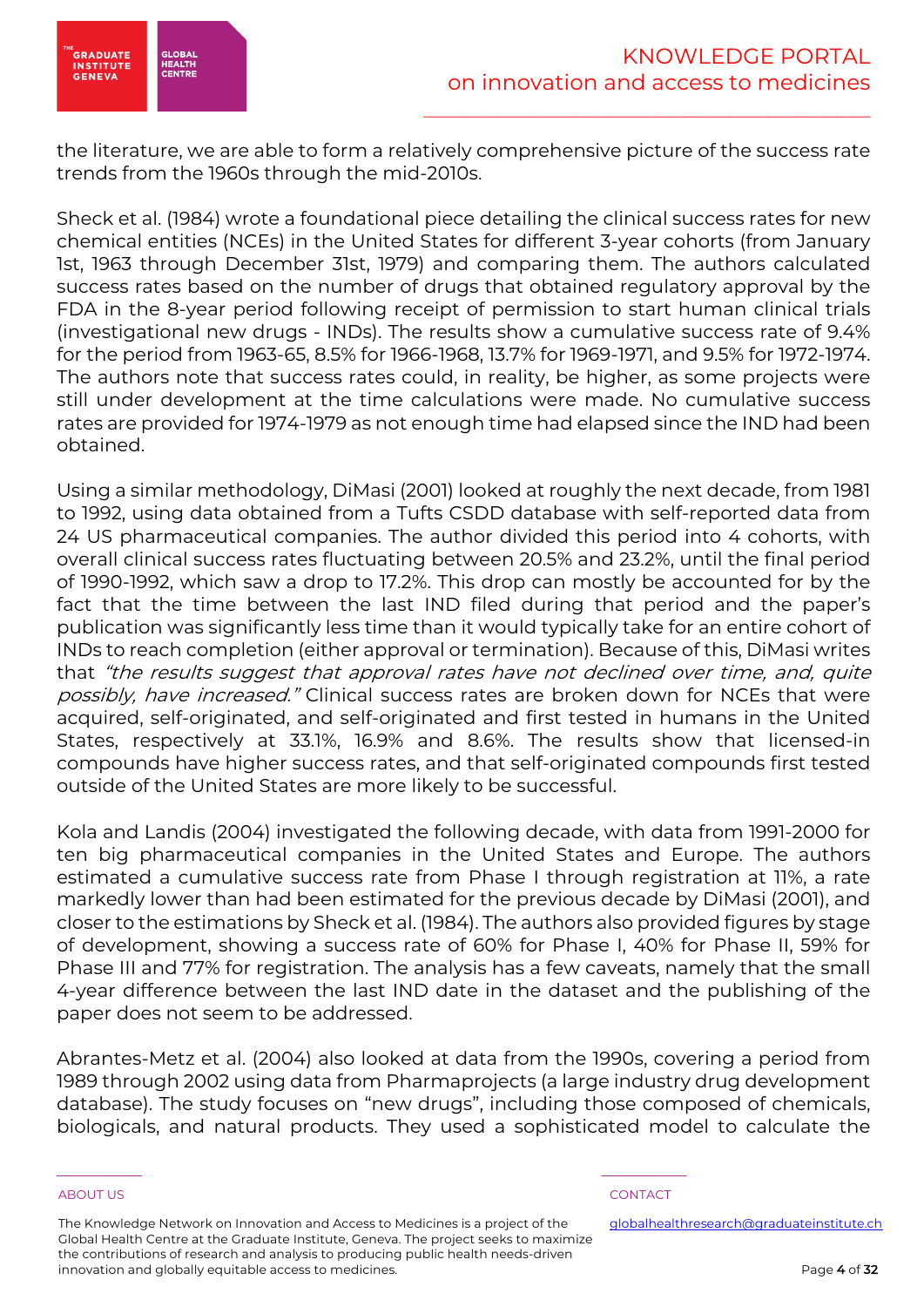the literature, we are able to form a relatively comprehensive picture of the success rate trends from the 1960s through the mid-2010s.

Sheck et al. (1984) wrote a foundational piece detailing the clinical success rates for new chemical entities (NCEs) in the United States for different 3-year cohorts (from January 1st, 1963 through December 31st, 1979) and comparing them. The authors calculated success rates based on the number of drugs that obtained regulatory approval by the FDA in the 8-year period following receipt of permission to start human clinical trials (investigational new drugs - INDs). The results show a cumulative success rate of 9.4% for the period from 1963-65, 8.5% for 1966-1968, 13.7% for 1969-1971, and 9.5% for 1972-1974. The authors note that success rates could, in reality, be higher, as some projects were still under development at the time calculations were made. No cumulative success rates are provided for 1974-1979 as not enough time had elapsed since the IND had been obtained.

Using a similar methodology, DiMasi (2001) looked at roughly the next decade, from 1981 to 1992, using data obtained from a Tufts CSDD database with self-reported data from 24 US pharmaceutical companies. The author divided this period into 4 cohorts, with overall clinical success rates fluctuating between 20.5% and 23.2%, until the final period of 1990-1992, which saw a drop to 17.2%. This drop can mostly be accounted for by the fact that the time between the last IND filed during that period and the paper's publication was significantly less time than it would typically take for an entire cohort of INDs to reach completion (either approval or termination). Because of this, DiMasi writes that *"the results suggest that approval rates have not declined over time, and, quite possibly, have increased."* Clinical success rates are broken down for NCEs that were acquired, self-originated, and self-originated and first tested in humans in the United States, respectively at 33.1%, 16.9% and 8.6%. The results show that licensed-in compounds have higher success rates, and that self-originated compounds first tested outside of the United States are more likely to be successful.

Kola and Landis (2004) investigated the following decade, with data from 1991-2000 for ten big pharmaceutical companies in the United States and Europe. The authors estimated a cumulative success rate from Phase I through registration at 11%, a rate markedly lower than had been estimated for the previous decade by DiMasi (2001), and closer to the estimations by Sheck et al. (1984). The authors also provided figures by stage of development, showing a success rate of 60% for Phase I, 40% for Phase II, 59% for Phase III and 77% for registration. The analysis has a few caveats, namely that the small 4-year difference between the last IND date in the dataset and the publishing of the paper does not seem to be addressed.

Abrantes-Metz et al. (2004) also looked at data from the 1990s, covering a period from 1989 through 2002 using data from Pharmaprojects (a large industry drug development database). The study focuses on "new drugs", including those composed of chemicals, biologicals, and natural products. They used a sophisticated model to calculate the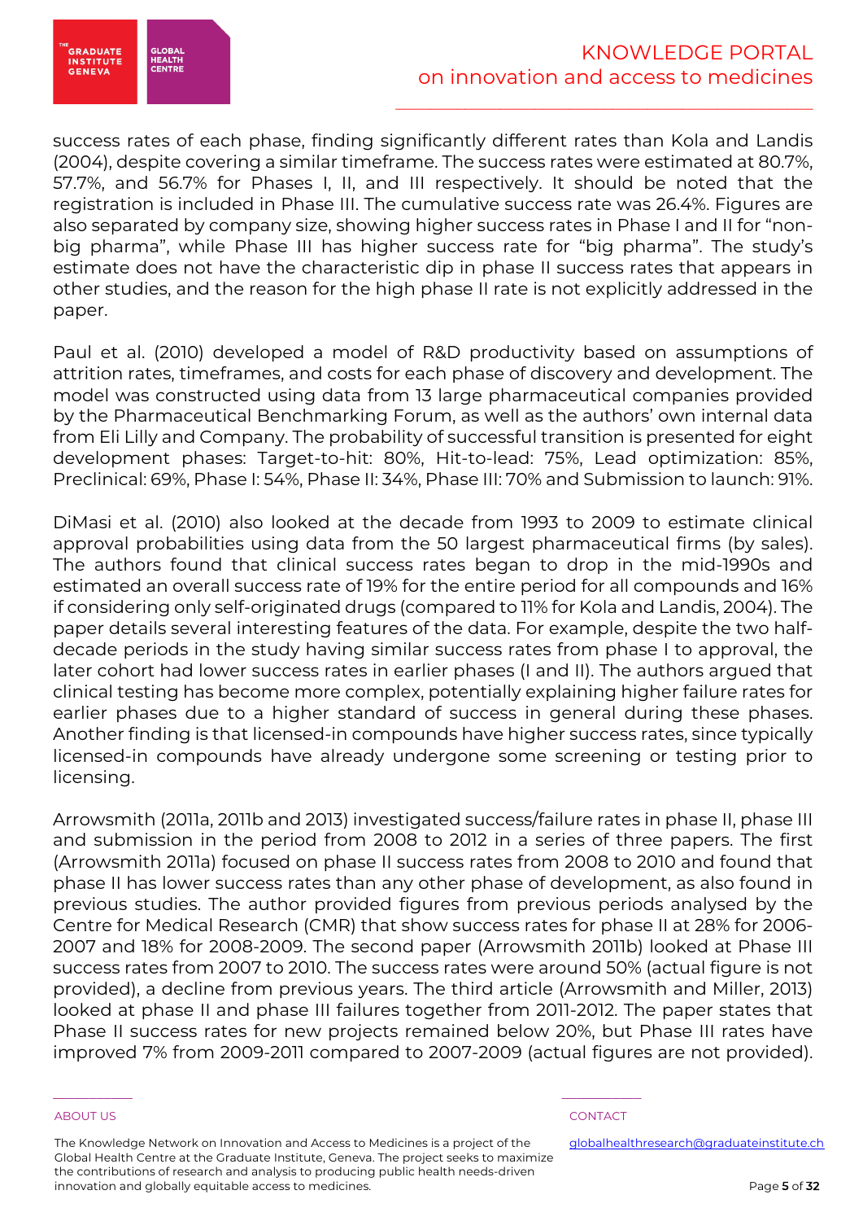success rates of each phase, finding significantly different rates than Kola and Landis (2004), despite covering a similar timeframe. The success rates were estimated at 80.7%, 57.7%, and 56.7% for Phases I, II, and III respectively. It should be noted that the registration is included in Phase III. The cumulative success rate was 26.4%. Figures are also separated by company size, showing higher success rates in Phase I and II for "non-big pharma", while Phase III has higher success rate for "big pharma". The study's estimate does not have the characteristic dip in phase II success rates that appears in other studies, and the reason for the high phase II rate is not explicitly addressed in the paper.

Paul et al. (2010) developed a model of R&D productivity based on assumptions of attrition rates, timeframes, and costs for each phase of discovery and development. The model was constructed using data from 13 large pharmaceutical companies provided by the Pharmaceutical Benchmarking Forum, as well as the authors' own internal data from Eli Lilly and Company. The probability of successful transition is presented for eight development phases: Target-to-hit: 80%, Hit-to-lead: 75%, Lead optimization: 85%, Preclinical: 69%, Phase I: 54%, Phase II: 34%, Phase III: 70% and Submission to launch: 91%.

DiMasi et al. (2010) also looked at the decade from 1993 to 2009 to estimate clinical approval probabilities using data from the 50 largest pharmaceutical firms (by sales). The authors found that clinical success rates began to drop in the mid-1990s and estimated an overall success rate of 19% for the entire period for all compounds and 16% if considering only self-originated drugs (compared to 11% for Kola and Landis, 2004). The paper details several interesting features of the data. For example, despite the two half-decade periods in the study having similar success rates from phase I to approval, the later cohort had lower success rates in earlier phases (I and II). The authors argued that clinical testing has become more complex, potentially explaining higher failure rates for earlier phases due to a higher standard of success in general during these phases. Another finding is that licensed-in compounds have higher success rates, since typically licensed-in compounds have already undergone some screening or testing prior to licensing.

Arrowsmith (2011a, 2011b and 2013) investigated success/failure rates in phase II, phase III and submission in the period from 2008 to 2012 in a series of three papers. The first (Arrowsmith 2011a) focused on phase II success rates from 2008 to 2010 and found that phase II has lower success rates than any other phase of development, as also found in previous studies. The author provided figures from previous periods analysed by the Centre for Medical Research (CMR) that show success rates for phase II at 28% for 2006-2007 and 18% for 2008-2009. The second paper (Arrowsmith 2011b) looked at Phase III success rates from 2007 to 2010. The success rates were around 50% (actual figure is not provided), a decline from previous years. The third article (Arrowsmith and Miller, 2013) looked at phase II and phase III failures together from 2011-2012. The paper states that Phase II success rates for new projects remained below 20%, but Phase III rates have improved 7% from 2009-2011 compared to 2007-2009 (actual figures are not provided).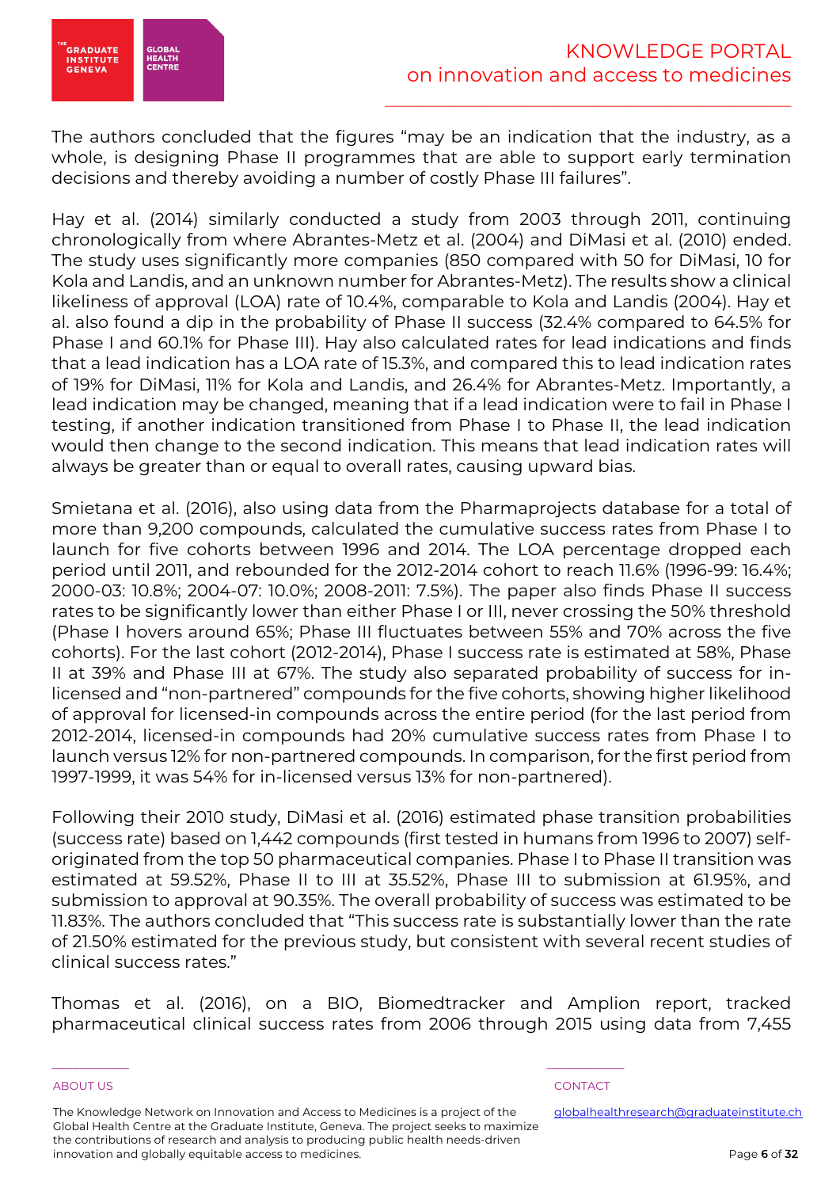The authors concluded that the figures "may be an indication that the industry, as a whole, is designing Phase II programmes that are able to support early termination decisions and thereby avoiding a number of costly Phase III failures".

Hay et al. (2014) similarly conducted a study from 2003 through 2011, continuing chronologically from where Abrantes-Metz et al. (2004) and DiMasi et al. (2010) ended. The study uses significantly more companies (850 compared with 50 for DiMasi, 10 for Kola and Landis, and an unknown number for Abrantes-Metz). The results show a clinical likeliness of approval (LOA) rate of 10.4%, comparable to Kola and Landis (2004). Hay et al. also found a dip in the probability of Phase II success (32.4% compared to 64.5% for Phase I and 60.1% for Phase III). Hay also calculated rates for lead indications and finds that a lead indication has a LOA rate of 15.3%, and compared this to lead indication rates of 19% for DiMasi, 11% for Kola and Landis, and 26.4% for Abrantes-Metz. Importantly, a lead indication may be changed, meaning that if a lead indication were to fail in Phase I testing, if another indication transitioned from Phase I to Phase II, the lead indication would then change to the second indication. This means that lead indication rates will always be greater than or equal to overall rates, causing upward bias.

Smietana et al. (2016), also using data from the Pharmaprojects database for a total of more than 9,200 compounds, calculated the cumulative success rates from Phase I to launch for five cohorts between 1996 and 2014. The LOA percentage dropped each period until 2011, and rebounded for the 2012-2014 cohort to reach 11.6% (1996-99: 16.4%; 2000-03: 10.8%; 2004-07: 10.0%; 2008-2011: 7.5%). The paper also finds Phase II success rates to be significantly lower than either Phase I or III, never crossing the 50% threshold (Phase I hovers around 65%; Phase III fluctuates between 55% and 70% across the five cohorts). For the last cohort (2012-2014), Phase I success rate is estimated at 58%, Phase II at 39% and Phase III at 67%. The study also separated probability of success for in-licensed and "non-partnered" compounds for the five cohorts, showing higher likelihood of approval for licensed-in compounds across the entire period (for the last period from 2012-2014, licensed-in compounds had 20% cumulative success rates from Phase I to launch versus 12% for non-partnered compounds. In comparison, for the first period from 1997-1999, it was 54% for in-licensed versus 13% for non-partnered).

Following their 2010 study, DiMasi et al. (2016) estimated phase transition probabilities (success rate) based on 1,442 compounds (first tested in humans from 1996 to 2007) self-originated from the top 50 pharmaceutical companies. Phase I to Phase II transition was estimated at 59.52%, Phase II to III at 35.52%, Phase III to submission at 61.95%, and submission to approval at 90.35%. The overall probability of success was estimated to be 11.83%. The authors concluded that "This success rate is substantially lower than the rate of 21.50% estimated for the previous study, but consistent with several recent studies of clinical success rates."

Thomas et al. (2016), on a BIO, Biomedtracker and Amplion report, tracked pharmaceutical clinical success rates from 2006 through 2015 using data from 7,455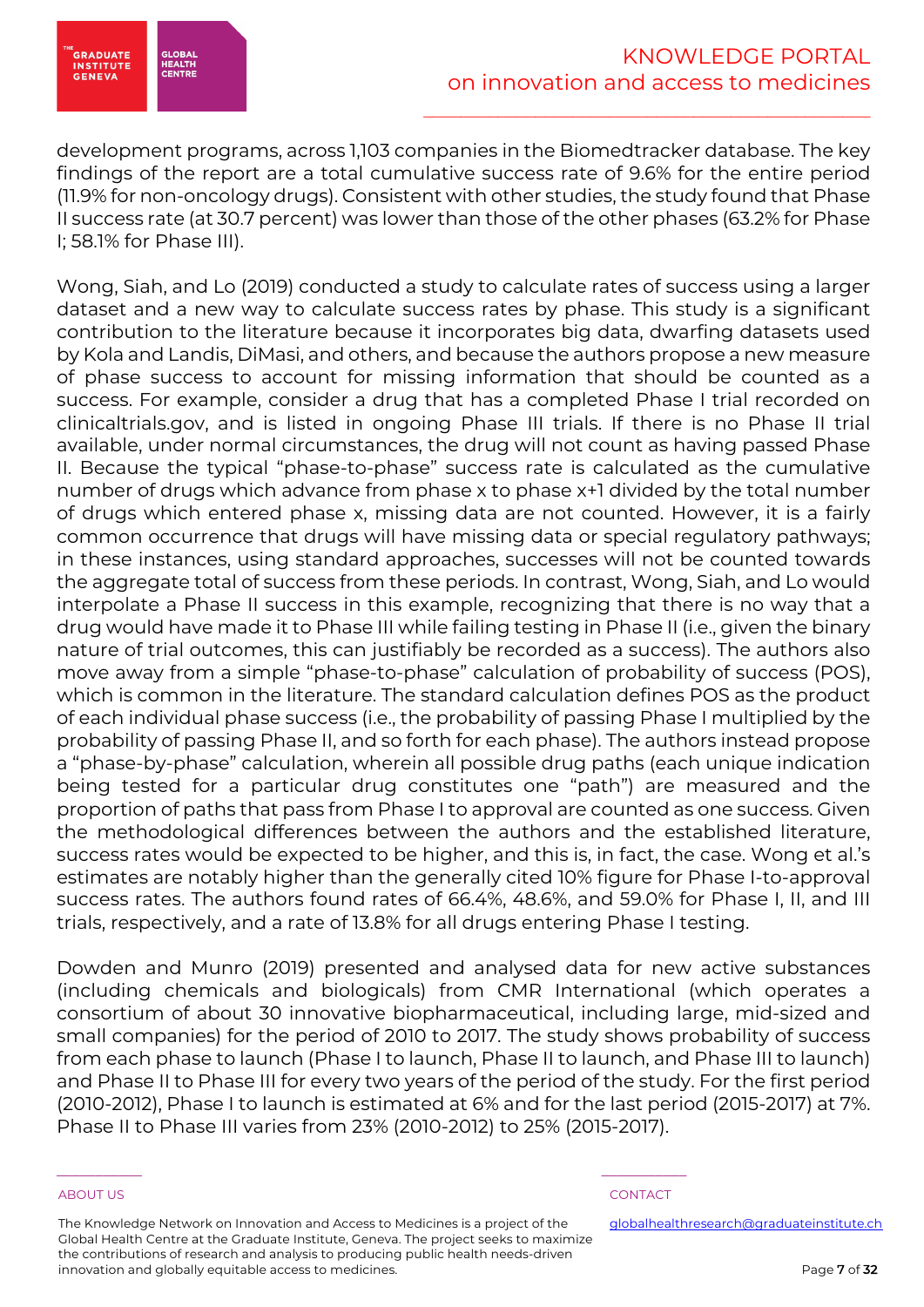development programs, across 1,103 companies in the Biomedtracker database. The key findings of the report are a total cumulative success rate of 9.6% for the entire period (11.9% for non-oncology drugs). Consistent with other studies, the study found that Phase II success rate (at 30.7 percent) was lower than those of the other phases (63.2% for Phase I; 58.1% for Phase III).

Wong, Siah, and Lo (2019) conducted a study to calculate rates of success using a larger dataset and a new way to calculate success rates by phase. This study is a significant contribution to the literature because it incorporates big data, dwarfing datasets used by Kola and Landis, DiMasi, and others, and because the authors propose a new measure of phase success to account for missing information that should be counted as a success. For example, consider a drug that has a completed Phase I trial recorded on clinicaltrials.gov, and is listed in ongoing Phase III trials. If there is no Phase II trial available, under normal circumstances, the drug will not count as having passed Phase II. Because the typical "phase-to-phase" success rate is calculated as the cumulative number of drugs which advance from phase x to phase x+1 divided by the total number of drugs which entered phase x, missing data are not counted. However, it is a fairly common occurrence that drugs will have missing data or special regulatory pathways; in these instances, using standard approaches, successes will not be counted towards the aggregate total of success from these periods. In contrast, Wong, Siah, and Lo would interpolate a Phase II success in this example, recognizing that there is no way that a drug would have made it to Phase III while failing testing in Phase II (i.e., given the binary nature of trial outcomes, this can justifiably be recorded as a success). The authors also move away from a simple "phase-to-phase" calculation of probability of success (POS), which is common in the literature. The standard calculation defines POS as the product of each individual phase success (i.e., the probability of passing Phase I multiplied by the probability of passing Phase II, and so forth for each phase). The authors instead propose a "phase-by-phase" calculation, wherein all possible drug paths (each unique indication being tested for a particular drug constitutes one "path") are measured and the proportion of paths that pass from Phase I to approval are counted as one success. Given the methodological differences between the authors and the established literature, success rates would be expected to be higher, and this is, in fact, the case. Wong et al.'s estimates are notably higher than the generally cited 10% figure for Phase I-to-approval success rates. The authors found rates of 66.4%, 48.6%, and 59.0% for Phase I, II, and III trials, respectively, and a rate of 13.8% for all drugs entering Phase I testing.

Dowden and Munro (2019) presented and analysed data for new active substances (including chemicals and biologicals) from CMR International (which operates a consortium of about 30 innovative biopharmaceutical, including large, mid-sized and small companies) for the period of 2010 to 2017. The study shows probability of success from each phase to launch (Phase I to launch, Phase II to launch, and Phase III to launch) and Phase II to Phase III for every two years of the period of the study. For the first period (2010-2012), Phase I to launch is estimated at 6% and for the last period (2015-2017) at 7%. Phase II to Phase III varies from 23% (2010-2012) to 25% (2015-2017).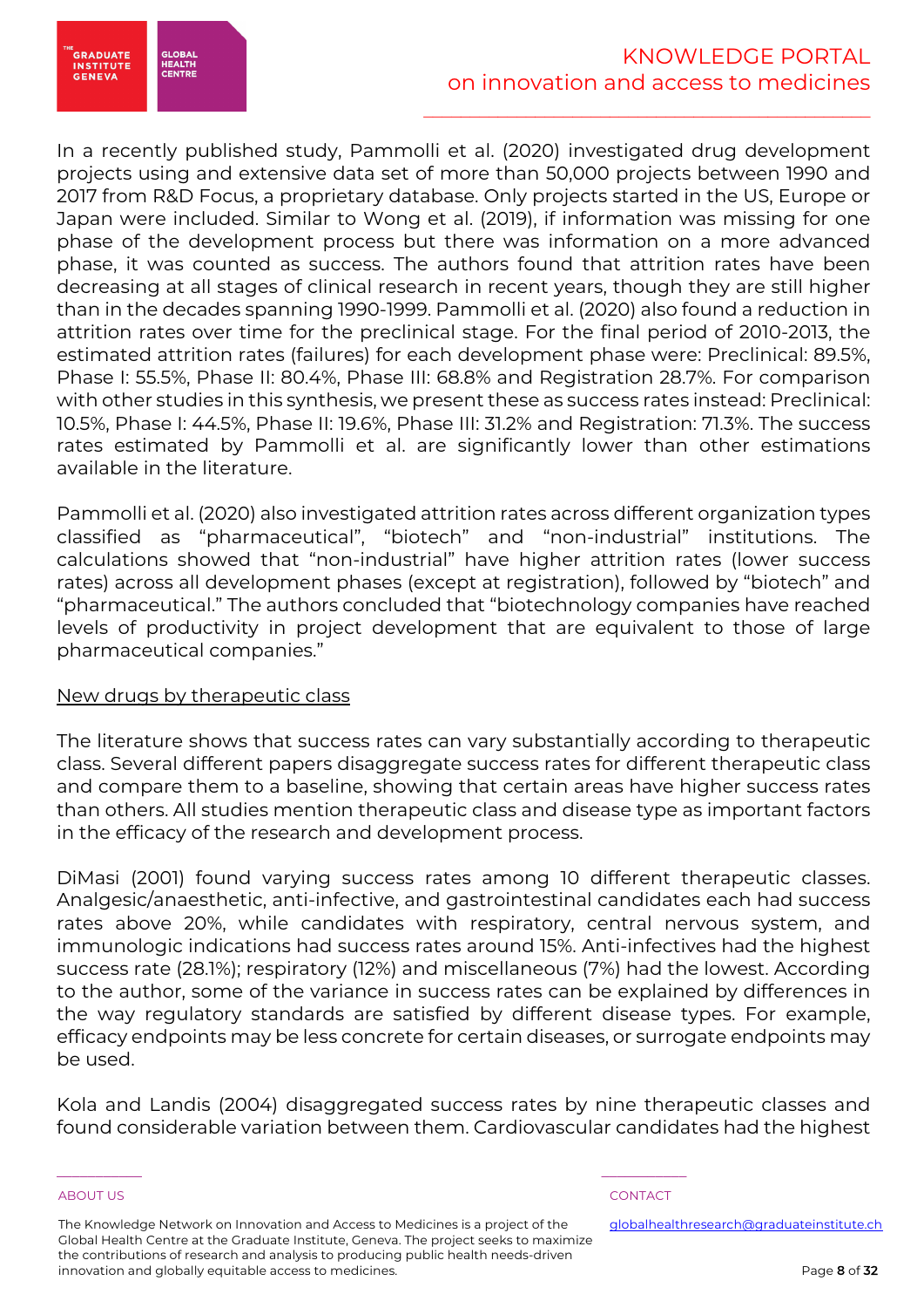In a recently published study, Pammolli et al. (2020) investigated drug development projects using and extensive data set of more than 50,000 projects between 1990 and 2017 from R&D Focus, a proprietary database. Only projects started in the US, Europe or Japan were included. Similar to Wong et al. (2019), if information was missing for one phase of the development process but there was information on a more advanced phase, it was counted as success. The authors found that attrition rates have been decreasing at all stages of clinical research in recent years, though they are still higher than in the decades spanning 1990-1999. Pammolli et al. (2020) also found a reduction in attrition rates over time for the preclinical stage. For the final period of 2010-2013, the estimated attrition rates (failures) for each development phase were: Preclinical: 89.5%, Phase I: 55.5%, Phase II: 80.4%, Phase III: 68.8% and Registration 28.7%. For comparison with other studies in this synthesis, we present these as success rates instead: Preclinical: 10.5%, Phase I: 44.5%, Phase II: 19.6%, Phase III: 31.2% and Registration: 71.3%. The success rates estimated by Pammolli et al. are significantly lower than other estimations available in the literature.

Pammolli et al. (2020) also investigated attrition rates across different organization types classified as "pharmaceutical", "biotech" and "non-industrial" institutions. The calculations showed that "non-industrial" have higher attrition rates (lower success rates) across all development phases (except at registration), followed by "biotech" and "pharmaceutical." The authors concluded that "biotechnology companies have reached levels of productivity in project development that are equivalent to those of large pharmaceutical companies."

<u>New drugs by therapeutic class</u>

The literature shows that success rates can vary substantially according to therapeutic class. Several different papers disaggregate success rates for different therapeutic class and compare them to a baseline, showing that certain areas have higher success rates than others. All studies mention therapeutic class and disease type as important factors in the efficacy of the research and development process.

DiMasi (2001) found varying success rates among 10 different therapeutic classes. Analgesic/anaesthetic, anti-infective, and gastrointestinal candidates each had success rates above 20%, while candidates with respiratory, central nervous system, and immunologic indications had success rates around 15%. Anti-infectives had the highest success rate (28.1%); respiratory (12%) and miscellaneous (7%) had the lowest. According to the author, some of the variance in success rates can be explained by differences in the way regulatory standards are satisfied by different disease types. For example, efficacy endpoints may be less concrete for certain diseases, or surrogate endpoints may be used.

Kola and Landis (2004) disaggregated success rates by nine therapeutic classes and found considerable variation between them. Cardiovascular candidates had the highest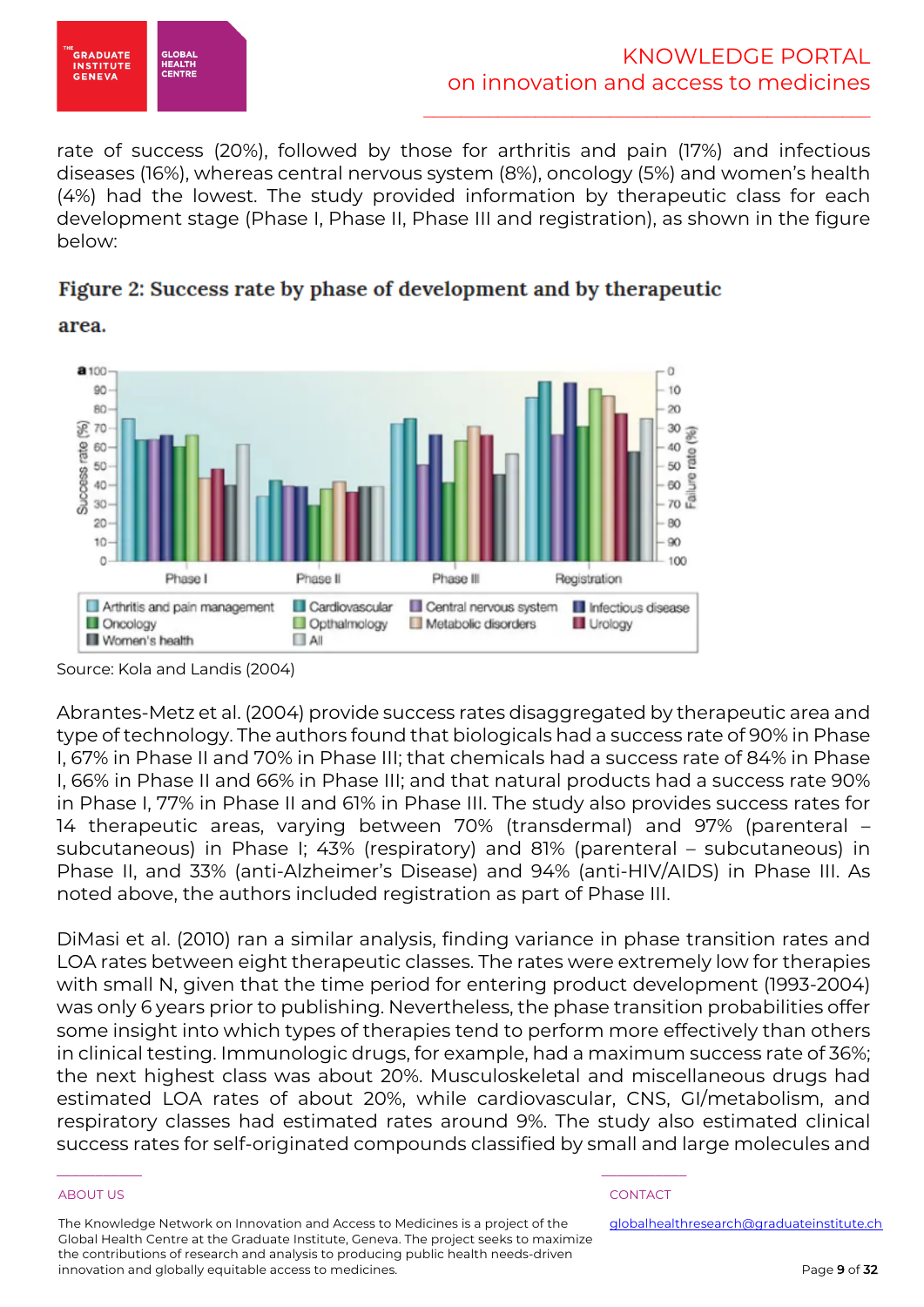rate of success (20%), followed by those for arthritis and pain (17%) and infectious diseases (16%), whereas central nervous system (8%), oncology (5%) and women's health (4%) had the lowest. The study provided information by therapeutic class for each development stage (Phase I, Phase II, Phase III and registration), as shown in the figure below:

**Figure 2: Success rate by phase of development and by therapeutic area.**

Source: Kola and Landis (2004)

Abrantes-Metz et al. (2004) provide success rates disaggregated by therapeutic area and type of technology. The authors found that biologicals had a success rate of 90% in Phase I, 67% in Phase II and 70% in Phase III; that chemicals had a success rate of 84% in Phase I, 66% in Phase II and 66% in Phase III; and that natural products had a success rate 90% in Phase I, 77% in Phase II and 61% in Phase III. The study also provides success rates for 14 therapeutic areas, varying between 70% (transdermal) and 97% (parenteral – subcutaneous) in Phase I; 43% (respiratory) and 81% (parenteral – subcutaneous) in Phase II, and 33% (anti-Alzheimer's Disease) and 94% (anti-HIV/AIDS) in Phase III. As noted above, the authors included registration as part of Phase III.

DiMasi et al. (2010) ran a similar analysis, finding variance in phase transition rates and LOA rates between eight therapeutic classes. The rates were extremely low for therapies with small N, given that the time period for entering product development (1993-2004) was only 6 years prior to publishing. Nevertheless, the phase transition probabilities offer some insight into which types of therapies tend to perform more effectively than others in clinical testing. Immunologic drugs, for example, had a maximum success rate of 36%; the next highest class was about 20%. Musculoskeletal and miscellaneous drugs had estimated LOA rates of about 20%, while cardiovascular, CNS, GI/metabolism, and respiratory classes had estimated rates around 9%. The study also estimated clinical success rates for self-originated compounds classified by small and large molecules and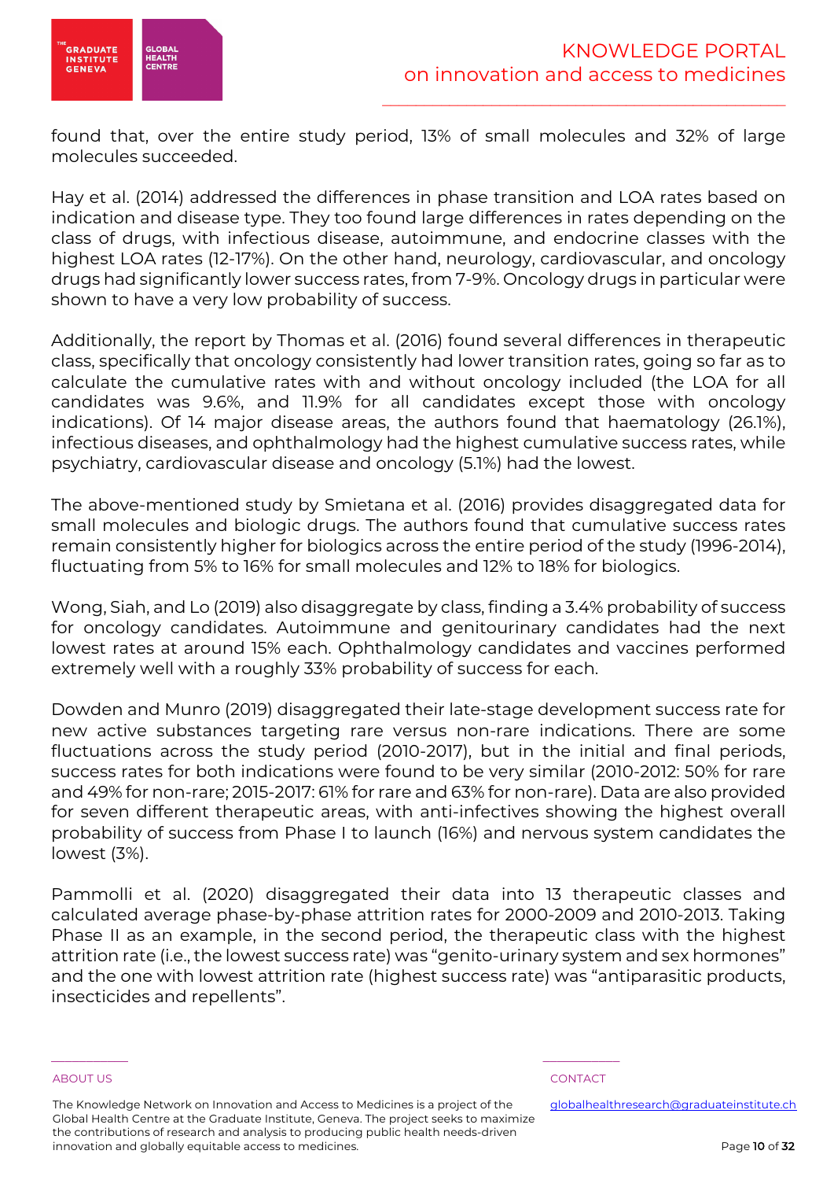found that, over the entire study period, 13% of small molecules and 32% of large molecules succeeded.

Hay et al. (2014) addressed the differences in phase transition and LOA rates based on indication and disease type. They too found large differences in rates depending on the class of drugs, with infectious disease, autoimmune, and endocrine classes with the highest LOA rates (12-17%). On the other hand, neurology, cardiovascular, and oncology drugs had significantly lower success rates, from 7-9%. Oncology drugs in particular were shown to have a very low probability of success.

Additionally, the report by Thomas et al. (2016) found several differences in therapeutic class, specifically that oncology consistently had lower transition rates, going so far as to calculate the cumulative rates with and without oncology included (the LOA for all candidates was 9.6%, and 11.9% for all candidates except those with oncology indications). Of 14 major disease areas, the authors found that haematology (26.1%), infectious diseases, and ophthalmology had the highest cumulative success rates, while psychiatry, cardiovascular disease and oncology (5.1%) had the lowest.

The above-mentioned study by Smietana et al. (2016) provides disaggregated data for small molecules and biologic drugs. The authors found that cumulative success rates remain consistently higher for biologics across the entire period of the study (1996-2014), fluctuating from 5% to 16% for small molecules and 12% to 18% for biologics.

Wong, Siah, and Lo (2019) also disaggregate by class, finding a 3.4% probability of success for oncology candidates. Autoimmune and genitourinary candidates had the next lowest rates at around 15% each. Ophthalmology candidates and vaccines performed extremely well with a roughly 33% probability of success for each.

Dowden and Munro (2019) disaggregated their late-stage development success rate for new active substances targeting rare versus non-rare indications. There are some fluctuations across the study period (2010-2017), but in the initial and final periods, success rates for both indications were found to be very similar (2010-2012: 50% for rare and 49% for non-rare; 2015-2017: 61% for rare and 63% for non-rare). Data are also provided for seven different therapeutic areas, with anti-infectives showing the highest overall probability of success from Phase I to launch (16%) and nervous system candidates the lowest (3%).

Pammolli et al. (2020) disaggregated their data into 13 therapeutic classes and calculated average phase-by-phase attrition rates for 2000-2009 and 2010-2013. Taking Phase II as an example, in the second period, the therapeutic class with the highest attrition rate (i.e., the lowest success rate) was "genito-urinary system and sex hormones" and the one with lowest attrition rate (highest success rate) was "antiparasitic products, insecticides and repellents".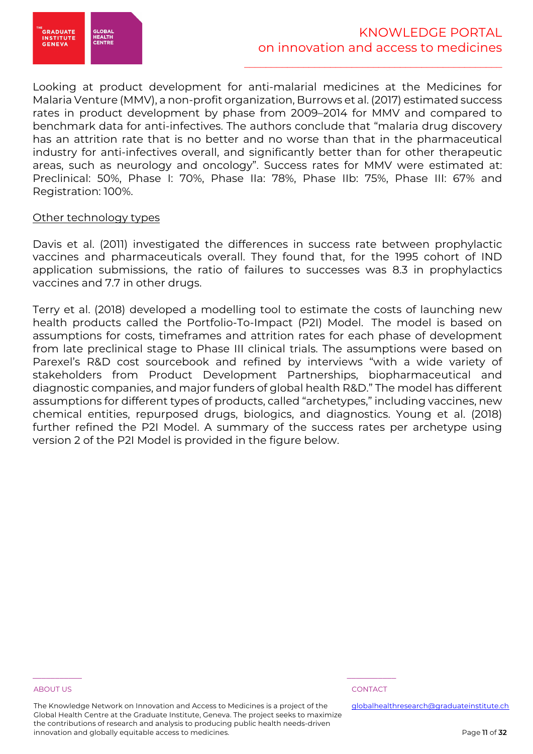Looking at product development for anti-malarial medicines at the Medicines for Malaria Venture (MMV), a non-profit organization, Burrows et al. (2017) estimated success rates in product development by phase from 2009–2014 for MMV and compared to benchmark data for anti-infectives. The authors conclude that "malaria drug discovery has an attrition rate that is no better and no worse than that in the pharmaceutical industry for anti-infectives overall, and significantly better than for other therapeutic areas, such as neurology and oncology". Success rates for MMV were estimated at: Preclinical: 50%, Phase I: 70%, Phase IIa: 78%, Phase IIb: 75%, Phase III: 67% and Registration: 100%.

<u>Other technology types</u>

Davis et al. (2011) investigated the differences in success rate between prophylactic vaccines and pharmaceuticals overall. They found that, for the 1995 cohort of IND application submissions, the ratio of failures to successes was 8.3 in prophylactics vaccines and 7.7 in other drugs.

Terry et al. (2018) developed a modelling tool to estimate the costs of launching new health products called the Portfolio-To-Impact (P2I) Model. The model is based on assumptions for costs, timeframes and attrition rates for each phase of development from late preclinical stage to Phase III clinical trials. The assumptions were based on Parexel's R&D cost sourcebook and refined by interviews "with a wide variety of stakeholders from Product Development Partnerships, biopharmaceutical and diagnostic companies, and major funders of global health R&D." The model has different assumptions for different types of products, called "archetypes," including vaccines, new chemical entities, repurposed drugs, biologics, and diagnostics. Young et al. (2018) further refined the P2I Model. A summary of the success rates per archetype using version 2 of the P2I Model is provided in the figure below.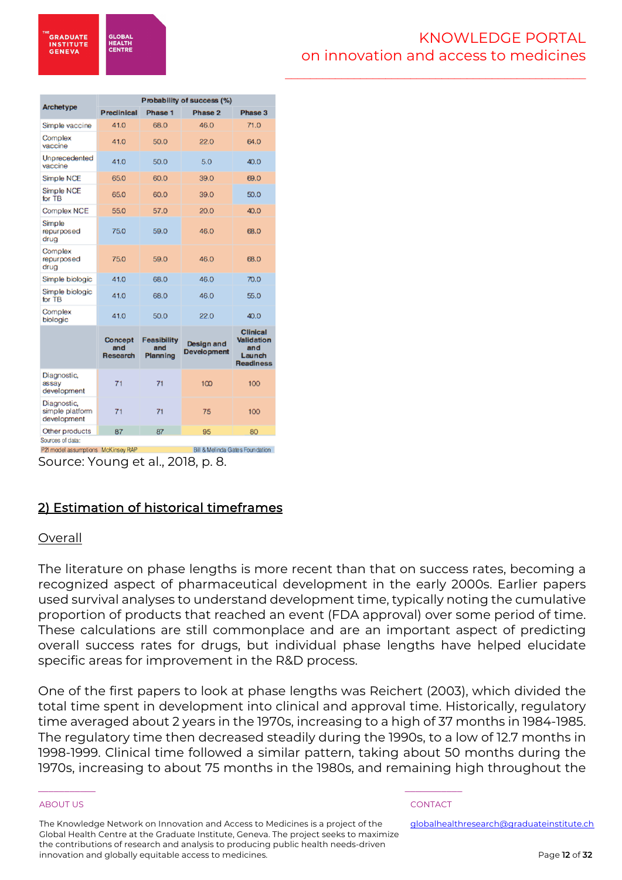| Archetype | Probability of success (%) | | | |
|---|---|---|---|---|
| | Preclinical | Phase 1 | Phase 2 | Phase 3 |
| Simple vaccine | 41.0 | 68.0 | 46.0 | 71.0 |
| Complex vaccine | 41.0 | 50.0 | 22.0 | 64.0 |
| Unprecedented vaccine | 41.0 | 50.0 | 5.0 | 40.0 |
| Simple NCE | 65.0 | 60.0 | 39.0 | 69.0 |
| Simple NCE for TB | 65.0 | 60.0 | 39.0 | 50.0 |
| Complex NCE | 55.0 | 57.0 | 20.0 | 40.0 |
| Simple repurposed drug | 75.0 | 59.0 | 46.0 | 68.0 |
| Complex repurposed drug | 75.0 | 59.0 | 46.0 | 68.0 |
| Simple biologic | 41.0 | 68.0 | 46.0 | 70.0 |
| Simple biologic for TB | 41.0 | 68.0 | 46.0 | 55.0 |
| Complex biologic | 41.0 | 50.0 | 22.0 | 40.0 |
| | Concept and Research | Feasibility and Planning | Design and Development | Clinical Validation and Launch Readiness |
| Diagnostic, assay development | 71 | 71 | 100 | 100 |
| Diagnostic, simple platform development | 71 | 71 | 75 | 100 |
| Other products | 87 | 87 | 95 | 80 |

Sources of data:
P2I model assumptions McKinsey RAP Bill & Melinda Gates Foundation

Source: Young et al., 2018, p. 8.

## 2) Estimation of historical timeframes

### Overall

The literature on phase lengths is more recent than that on success rates, becoming a recognized aspect of pharmaceutical development in the early 2000s. Earlier papers used survival analyses to understand development time, typically noting the cumulative proportion of products that reached an event (FDA approval) over some period of time. These calculations are still commonplace and are an important aspect of predicting overall success rates for drugs, but individual phase lengths have helped elucidate specific areas for improvement in the R&D process.

One of the first papers to look at phase lengths was Reichert (2003), which divided the total time spent in development into clinical and approval time. Historically, regulatory time averaged about 2 years in the 1970s, increasing to a high of 37 months in 1984-1985. The regulatory time then decreased steadily during the 1990s, to a low of 12.7 months in 1998-1999. Clinical time followed a similar pattern, taking about 50 months during the 1970s, increasing to about 75 months in the 1980s, and remaining high throughout the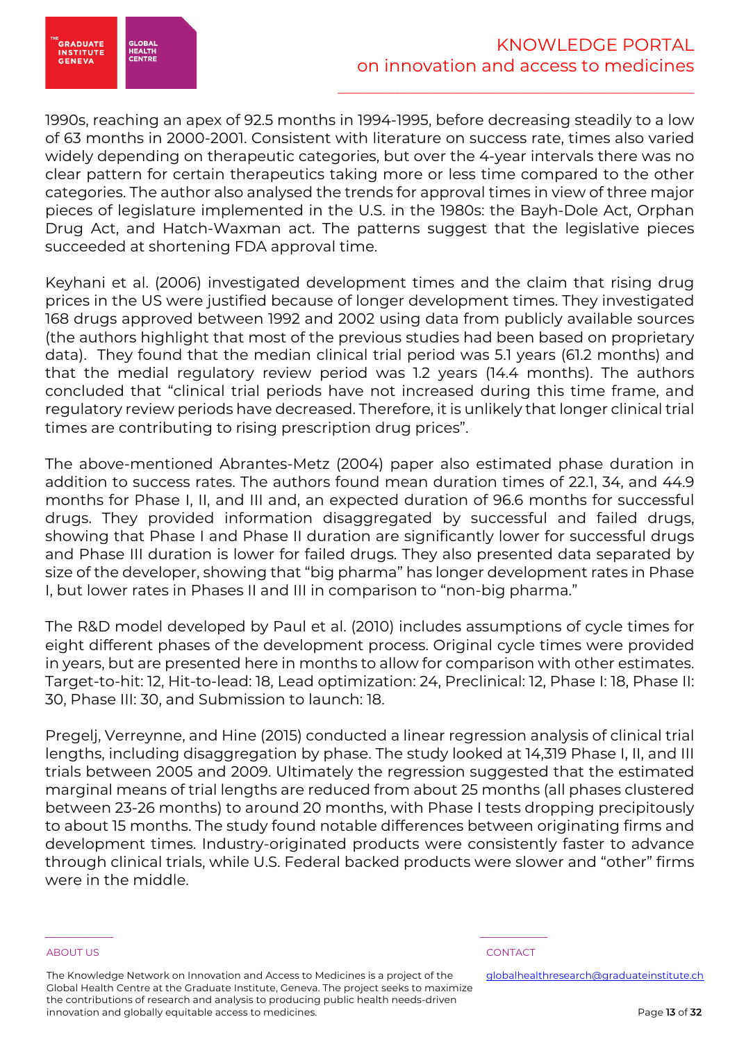1990s, reaching an apex of 92.5 months in 1994-1995, before decreasing steadily to a low of 63 months in 2000-2001. Consistent with literature on success rate, times also varied widely depending on therapeutic categories, but over the 4-year intervals there was no clear pattern for certain therapeutics taking more or less time compared to the other categories. The author also analysed the trends for approval times in view of three major pieces of legislature implemented in the U.S. in the 1980s: the Bayh-Dole Act, Orphan Drug Act, and Hatch-Waxman act. The patterns suggest that the legislative pieces succeeded at shortening FDA approval time.

Keyhani et al. (2006) investigated development times and the claim that rising drug prices in the US were justified because of longer development times. They investigated 168 drugs approved between 1992 and 2002 using data from publicly available sources (the authors highlight that most of the previous studies had been based on proprietary data). They found that the median clinical trial period was 5.1 years (61.2 months) and that the medial regulatory review period was 1.2 years (14.4 months). The authors concluded that "clinical trial periods have not increased during this time frame, and regulatory review periods have decreased. Therefore, it is unlikely that longer clinical trial times are contributing to rising prescription drug prices".

The above-mentioned Abrantes-Metz (2004) paper also estimated phase duration in addition to success rates. The authors found mean duration times of 22.1, 34, and 44.9 months for Phase I, II, and III and, an expected duration of 96.6 months for successful drugs. They provided information disaggregated by successful and failed drugs, showing that Phase I and Phase II duration are significantly lower for successful drugs and Phase III duration is lower for failed drugs. They also presented data separated by size of the developer, showing that "big pharma" has longer development rates in Phase I, but lower rates in Phases II and III in comparison to "non-big pharma."

The R&D model developed by Paul et al. (2010) includes assumptions of cycle times for eight different phases of the development process. Original cycle times were provided in years, but are presented here in months to allow for comparison with other estimates. Target-to-hit: 12, Hit-to-lead: 18, Lead optimization: 24, Preclinical: 12, Phase I: 18, Phase II: 30, Phase III: 30, and Submission to launch: 18.

Pregelj, Verreynne, and Hine (2015) conducted a linear regression analysis of clinical trial lengths, including disaggregation by phase. The study looked at 14,319 Phase I, II, and III trials between 2005 and 2009. Ultimately the regression suggested that the estimated marginal means of trial lengths are reduced from about 25 months (all phases clustered between 23-26 months) to around 20 months, with Phase I tests dropping precipitously to about 15 months. The study found notable differences between originating firms and development times. Industry-originated products were consistently faster to advance through clinical trials, while U.S. Federal backed products were slower and "other" firms were in the middle.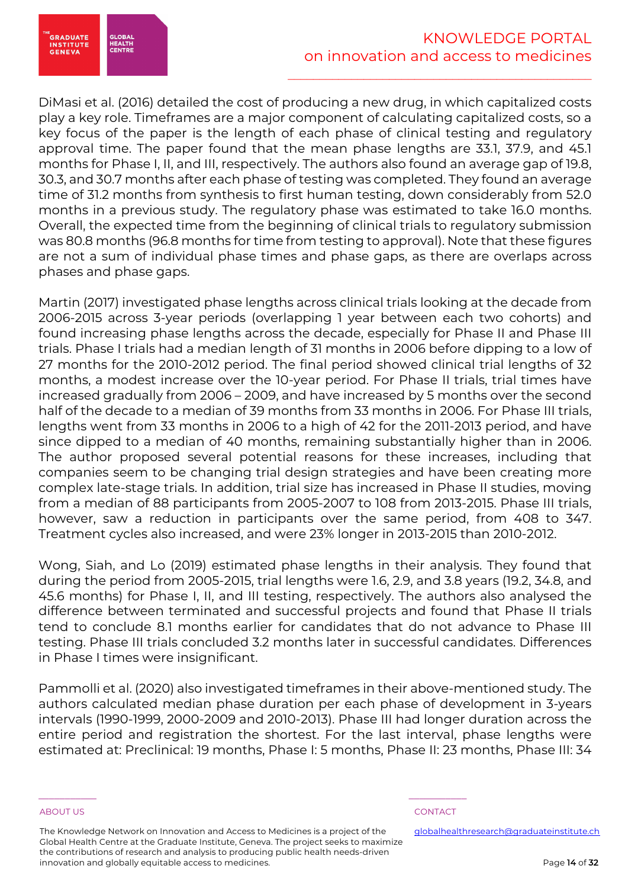DiMasi et al. (2016) detailed the cost of producing a new drug, in which capitalized costs play a key role. Timeframes are a major component of calculating capitalized costs, so a key focus of the paper is the length of each phase of clinical testing and regulatory approval time. The paper found that the mean phase lengths are 33.1, 37.9, and 45.1 months for Phase I, II, and III, respectively. The authors also found an average gap of 19.8, 30.3, and 30.7 months after each phase of testing was completed. They found an average time of 31.2 months from synthesis to first human testing, down considerably from 52.0 months in a previous study. The regulatory phase was estimated to take 16.0 months. Overall, the expected time from the beginning of clinical trials to regulatory submission was 80.8 months (96.8 months for time from testing to approval). Note that these figures are not a sum of individual phase times and phase gaps, as there are overlaps across phases and phase gaps.

Martin (2017) investigated phase lengths across clinical trials looking at the decade from 2006-2015 across 3-year periods (overlapping 1 year between each two cohorts) and found increasing phase lengths across the decade, especially for Phase II and Phase III trials. Phase I trials had a median length of 31 months in 2006 before dipping to a low of 27 months for the 2010-2012 period. The final period showed clinical trial lengths of 32 months, a modest increase over the 10-year period. For Phase II trials, trial times have increased gradually from 2006 – 2009, and have increased by 5 months over the second half of the decade to a median of 39 months from 33 months in 2006. For Phase III trials, lengths went from 33 months in 2006 to a high of 42 for the 2011-2013 period, and have since dipped to a median of 40 months, remaining substantially higher than in 2006. The author proposed several potential reasons for these increases, including that companies seem to be changing trial design strategies and have been creating more complex late-stage trials. In addition, trial size has increased in Phase II studies, moving from a median of 88 participants from 2005-2007 to 108 from 2013-2015. Phase III trials, however, saw a reduction in participants over the same period, from 408 to 347. Treatment cycles also increased, and were 23% longer in 2013-2015 than 2010-2012.

Wong, Siah, and Lo (2019) estimated phase lengths in their analysis. They found that during the period from 2005-2015, trial lengths were 1.6, 2.9, and 3.8 years (19.2, 34.8, and 45.6 months) for Phase I, II, and III testing, respectively. The authors also analysed the difference between terminated and successful projects and found that Phase II trials tend to conclude 8.1 months earlier for candidates that do not advance to Phase III testing. Phase III trials concluded 3.2 months later in successful candidates. Differences in Phase I times were insignificant.

Pammolli et al. (2020) also investigated timeframes in their above-mentioned study. The authors calculated median phase duration per each phase of development in 3-years intervals (1990-1999, 2000-2009 and 2010-2013). Phase III had longer duration across the entire period and registration the shortest. For the last interval, phase lengths were estimated at: Preclinical: 19 months, Phase I: 5 months, Phase II: 23 months, Phase III: 34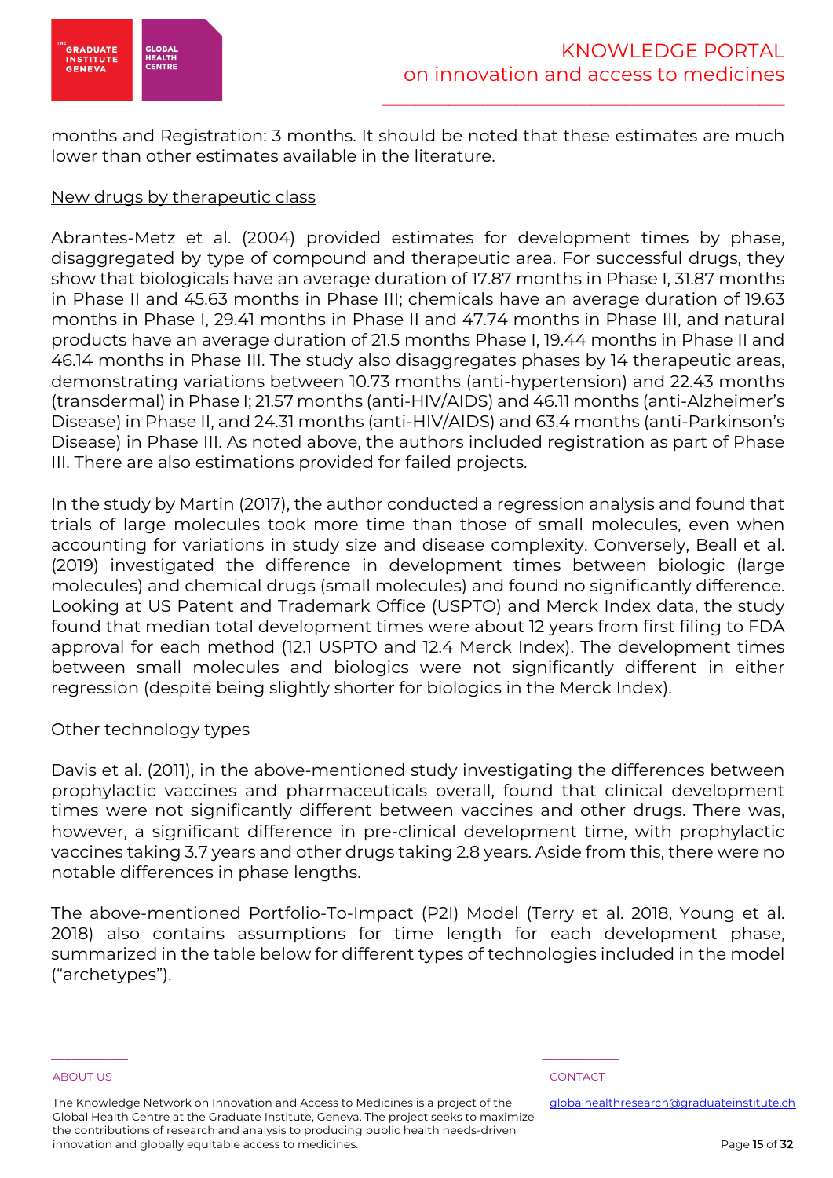months and Registration: 3 months. It should be noted that these estimates are much lower than other estimates available in the literature.

<u>New drugs by therapeutic class</u>

Abrantes-Metz et al. (2004) provided estimates for development times by phase, disaggregated by type of compound and therapeutic area. For successful drugs, they show that biologicals have an average duration of 17.87 months in Phase I, 31.87 months in Phase II and 45.63 months in Phase III; chemicals have an average duration of 19.63 months in Phase I, 29.41 months in Phase II and 47.74 months in Phase III, and natural products have an average duration of 21.5 months Phase I, 19.44 months in Phase II and 46.14 months in Phase III. The study also disaggregates phases by 14 therapeutic areas, demonstrating variations between 10.73 months (anti-hypertension) and 22.43 months (transdermal) in Phase I; 21.57 months (anti-HIV/AIDS) and 46.11 months (anti-Alzheimer's Disease) in Phase II, and 24.31 months (anti-HIV/AIDS) and 63.4 months (anti-Parkinson's Disease) in Phase III. As noted above, the authors included registration as part of Phase III. There are also estimations provided for failed projects.

In the study by Martin (2017), the author conducted a regression analysis and found that trials of large molecules took more time than those of small molecules, even when accounting for variations in study size and disease complexity. Conversely, Beall et al. (2019) investigated the difference in development times between biologic (large molecules) and chemical drugs (small molecules) and found no significantly difference. Looking at US Patent and Trademark Office (USPTO) and Merck Index data, the study found that median total development times were about 12 years from first filing to FDA approval for each method (12.1 USPTO and 12.4 Merck Index). The development times between small molecules and biologics were not significantly different in either regression (despite being slightly shorter for biologics in the Merck Index).

<u>Other technology types</u>

Davis et al. (2011), in the above-mentioned study investigating the differences between prophylactic vaccines and pharmaceuticals overall, found that clinical development times were not significantly different between vaccines and other drugs. There was, however, a significant difference in pre-clinical development time, with prophylactic vaccines taking 3.7 years and other drugs taking 2.8 years. Aside from this, there were no notable differences in phase lengths.

The above-mentioned Portfolio-To-Impact (P2I) Model (Terry et al. 2018, Young et al. 2018) also contains assumptions for time length for each development phase, summarized in the table below for different types of technologies included in the model ("archetypes").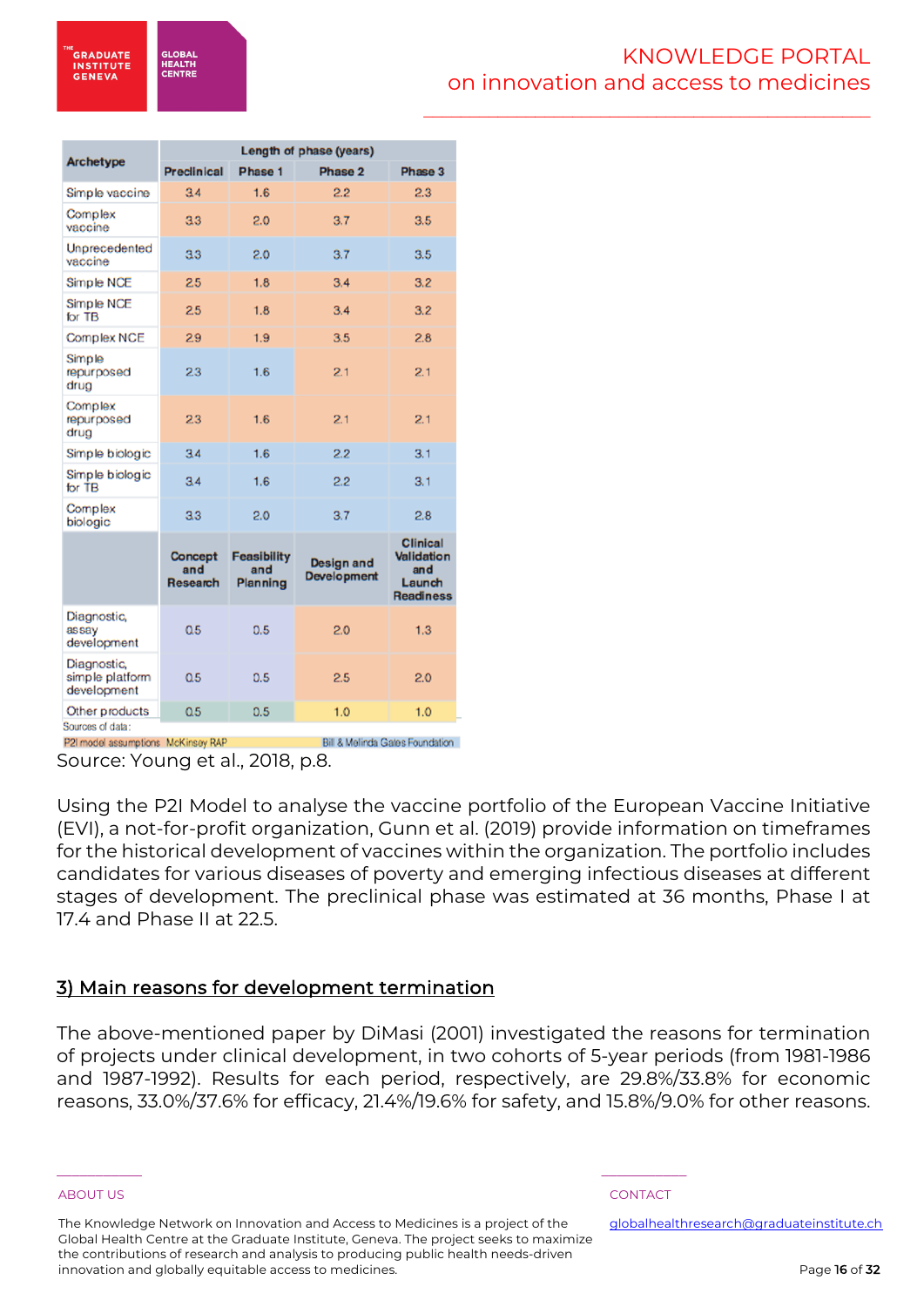| Archetype | Length of phase (years) | | | |
|---|---|---|---|---|
| | Preclinical | Phase 1 | Phase 2 | Phase 3 |
| Simple vaccine | 3.4 | 1.6 | 2.2 | 2.3 |
| Complex vaccine | 3.3 | 2.0 | 3.7 | 3.5 |
| Unprecedented vaccine | 3.3 | 2.0 | 3.7 | 3.5 |
| Simple NCE | 2.5 | 1.8 | 3.4 | 3.2 |
| Simple NCE for TB | 2.5 | 1.8 | 3.4 | 3.2 |
| Complex NCE | 2.9 | 1.9 | 3.5 | 2.8 |
| Simple repurposed drug | 2.3 | 1.6 | 2.1 | 2.1 |
| Complex repurposed drug | 2.3 | 1.6 | 2.1 | 2.1 |
| Simple biologic | 3.4 | 1.6 | 2.2 | 3.1 |
| Simple biologic for TB | 3.4 | 1.6 | 2.2 | 3.1 |
| Complex biologic | 3.3 | 2.0 | 3.7 | 2.8 |
| | Concept and Research | Feasibility and Planning | Design and Development | Clinical Validation and Launch Readiness |
| Diagnostic, assay development | 0.5 | 0.5 | 2.0 | 1.3 |
| Diagnostic, simple platform development | 0.5 | 0.5 | 2.5 | 2.0 |
| Other products | 0.5 | 0.5 | 1.0 | 1.0 |

Sources of data:
P2I model assumptions McKinsey RAP Bill & Melinda Gates Foundation

Source: Young et al., 2018, p.8.

Using the P2I Model to analyse the vaccine portfolio of the European Vaccine Initiative (EVI), a not-for-profit organization, Gunn et al. (2019) provide information on timeframes for the historical development of vaccines within the organization. The portfolio includes candidates for various diseases of poverty and emerging infectious diseases at different stages of development. The preclinical phase was estimated at 36 months, Phase I at 17.4 and Phase II at 22.5.

## 3) Main reasons for development termination

The above-mentioned paper by DiMasi (2001) investigated the reasons for termination of projects under clinical development, in two cohorts of 5-year periods (from 1981-1986 and 1987-1992). Results for each period, respectively, are 29.8%/33.8% for economic reasons, 33.0%/37.6% for efficacy, 21.4%/19.6% for safety, and 15.8%/9.0% for other reasons.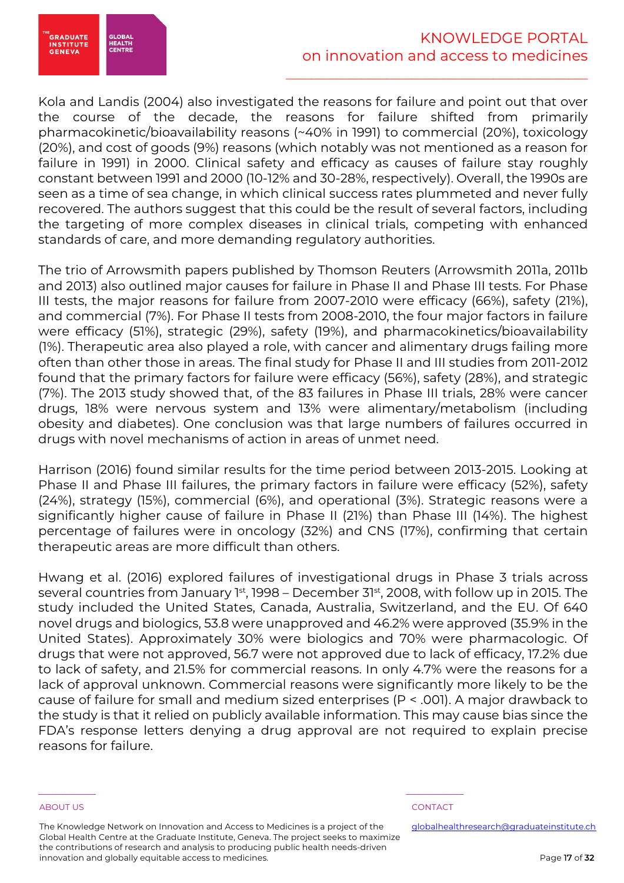Kola and Landis (2004) also investigated the reasons for failure and point out that over the course of the decade, the reasons for failure shifted from primarily pharmacokinetic/bioavailability reasons (~40% in 1991) to commercial (20%), toxicology (20%), and cost of goods (9%) reasons (which notably was not mentioned as a reason for failure in 1991) in 2000. Clinical safety and efficacy as causes of failure stay roughly constant between 1991 and 2000 (10-12% and 30-28%, respectively). Overall, the 1990s are seen as a time of sea change, in which clinical success rates plummeted and never fully recovered. The authors suggest that this could be the result of several factors, including the targeting of more complex diseases in clinical trials, competing with enhanced standards of care, and more demanding regulatory authorities.

The trio of Arrowsmith papers published by Thomson Reuters (Arrowsmith 2011a, 2011b and 2013) also outlined major causes for failure in Phase II and Phase III tests. For Phase III tests, the major reasons for failure from 2007-2010 were efficacy (66%), safety (21%), and commercial (7%). For Phase II tests from 2008-2010, the four major factors in failure were efficacy (51%), strategic (29%), safety (19%), and pharmacokinetics/bioavailability (1%). Therapeutic area also played a role, with cancer and alimentary drugs failing more often than other those in areas. The final study for Phase II and III studies from 2011-2012 found that the primary factors for failure were efficacy (56%), safety (28%), and strategic (7%). The 2013 study showed that, of the 83 failures in Phase III trials, 28% were cancer drugs, 18% were nervous system and 13% were alimentary/metabolism (including obesity and diabetes). One conclusion was that large numbers of failures occurred in drugs with novel mechanisms of action in areas of unmet need.

Harrison (2016) found similar results for the time period between 2013-2015. Looking at Phase II and Phase III failures, the primary factors in failure were efficacy (52%), safety (24%), strategy (15%), commercial (6%), and operational (3%). Strategic reasons were a significantly higher cause of failure in Phase II (21%) than Phase III (14%). The highest percentage of failures were in oncology (32%) and CNS (17%), confirming that certain therapeutic areas are more difficult than others.

Hwang et al. (2016) explored failures of investigational drugs in Phase 3 trials across several countries from January 1st, 1998 – December 31st, 2008, with follow up in 2015. The study included the United States, Canada, Australia, Switzerland, and the EU. Of 640 novel drugs and biologics, 53.8 were unapproved and 46.2% were approved (35.9% in the United States). Approximately 30% were biologics and 70% were pharmacologic. Of drugs that were not approved, 56.7 were not approved due to lack of efficacy, 17.2% due to lack of safety, and 21.5% for commercial reasons. In only 4.7% were the reasons for a lack of approval unknown. Commercial reasons were significantly more likely to be the cause of failure for small and medium sized enterprises ($P < .001$). A major drawback to the study is that it relied on publicly available information. This may cause bias since the FDA's response letters denying a drug approval are not required to explain precise reasons for failure.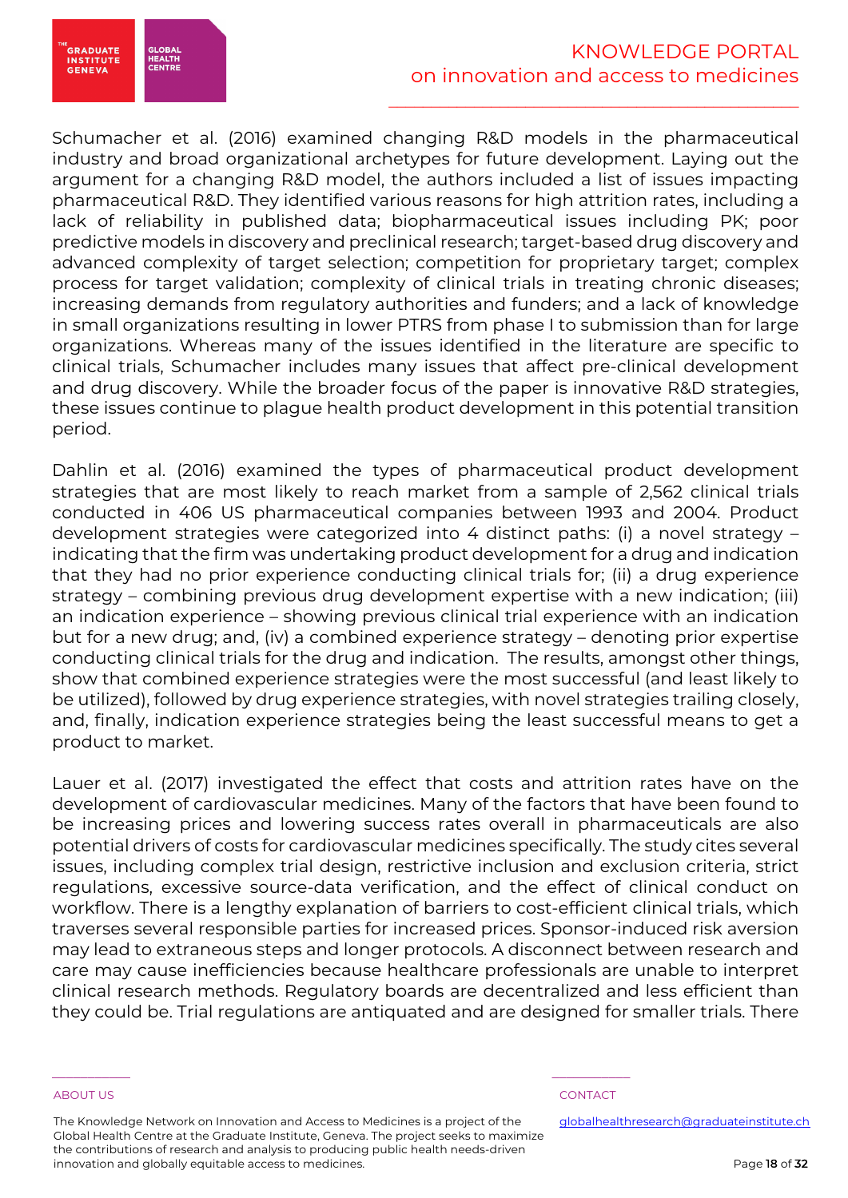Schumacher et al. (2016) examined changing R&D models in the pharmaceutical industry and broad organizational archetypes for future development. Laying out the argument for a changing R&D model, the authors included a list of issues impacting pharmaceutical R&D. They identified various reasons for high attrition rates, including a lack of reliability in published data; biopharmaceutical issues including PK; poor predictive models in discovery and preclinical research; target-based drug discovery and advanced complexity of target selection; competition for proprietary target; complex process for target validation; complexity of clinical trials in treating chronic diseases; increasing demands from regulatory authorities and funders; and a lack of knowledge in small organizations resulting in lower PTRS from phase I to submission than for large organizations. Whereas many of the issues identified in the literature are specific to clinical trials, Schumacher includes many issues that affect pre-clinical development and drug discovery. While the broader focus of the paper is innovative R&D strategies, these issues continue to plague health product development in this potential transition period.

Dahlin et al. (2016) examined the types of pharmaceutical product development strategies that are most likely to reach market from a sample of 2,562 clinical trials conducted in 406 US pharmaceutical companies between 1993 and 2004. Product development strategies were categorized into 4 distinct paths: (i) a novel strategy – indicating that the firm was undertaking product development for a drug and indication that they had no prior experience conducting clinical trials for; (ii) a drug experience strategy – combining previous drug development expertise with a new indication; (iii) an indication experience – showing previous clinical trial experience with an indication but for a new drug; and, (iv) a combined experience strategy – denoting prior expertise conducting clinical trials for the drug and indication. The results, amongst other things, show that combined experience strategies were the most successful (and least likely to be utilized), followed by drug experience strategies, with novel strategies trailing closely, and, finally, indication experience strategies being the least successful means to get a product to market.

Lauer et al. (2017) investigated the effect that costs and attrition rates have on the development of cardiovascular medicines. Many of the factors that have been found to be increasing prices and lowering success rates overall in pharmaceuticals are also potential drivers of costs for cardiovascular medicines specifically. The study cites several issues, including complex trial design, restrictive inclusion and exclusion criteria, strict regulations, excessive source-data verification, and the effect of clinical conduct on workflow. There is a lengthy explanation of barriers to cost-efficient clinical trials, which traverses several responsible parties for increased prices. Sponsor-induced risk aversion may lead to extraneous steps and longer protocols. A disconnect between research and care may cause inefficiencies because healthcare professionals are unable to interpret clinical research methods. Regulatory boards are decentralized and less efficient than they could be. Trial regulations are antiquated and are designed for smaller trials. There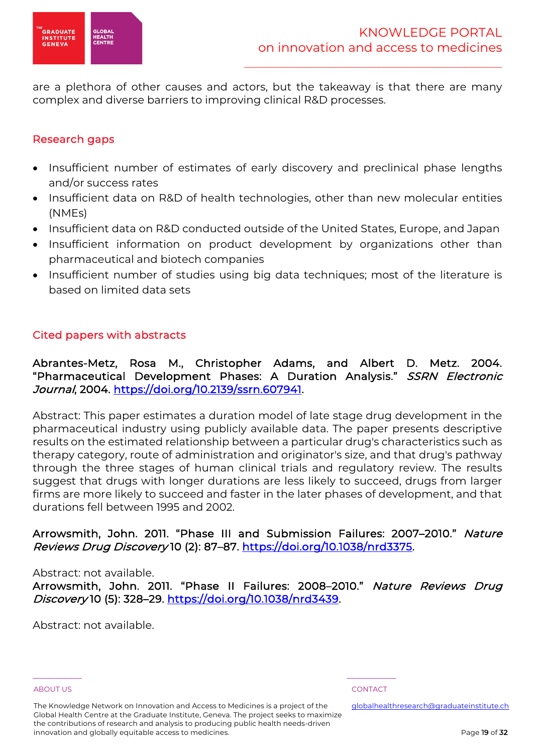are a plethora of other causes and actors, but the takeaway is that there are many complex and diverse barriers to improving clinical R&D processes.

## Research gaps

- Insufficient number of estimates of early discovery and preclinical phase lengths and/or success rates
- Insufficient data on R&D of health technologies, other than new molecular entities (NMEs)
- Insufficient data on R&D conducted outside of the United States, Europe, and Japan
- Insufficient information on product development by organizations other than pharmaceutical and biotech companies
- Insufficient number of studies using big data techniques; most of the literature is based on limited data sets

## Cited papers with abstracts

**Abrantes-Metz, Rosa M., Christopher Adams, and Albert D. Metz. 2004. "Pharmaceutical Development Phases: A Duration Analysis."** *SSRN Electronic Journal*, 2004. https://doi.org/10.2139/ssrn.607941.

Abstract: This paper estimates a duration model of late stage drug development in the pharmaceutical industry using publicly available data. The paper presents descriptive results on the estimated relationship between a particular drug's characteristics such as therapy category, route of administration and originator's size, and that drug's pathway through the three stages of human clinical trials and regulatory review. The results suggest that drugs with longer durations are less likely to succeed, drugs from larger firms are more likely to succeed and faster in the later phases of development, and that durations fell between 1995 and 2002.

**Arrowsmith, John. 2011. "Phase III and Submission Failures: 2007–2010."** *Nature Reviews Drug Discovery* 10 (2): 87–87. https://doi.org/10.1038/nrd3375.

Abstract: not available.

**Arrowsmith, John. 2011. "Phase II Failures: 2008–2010."** *Nature Reviews Drug Discovery* 10 (5): 328–29. https://doi.org/10.1038/nrd3439.

Abstract: not available.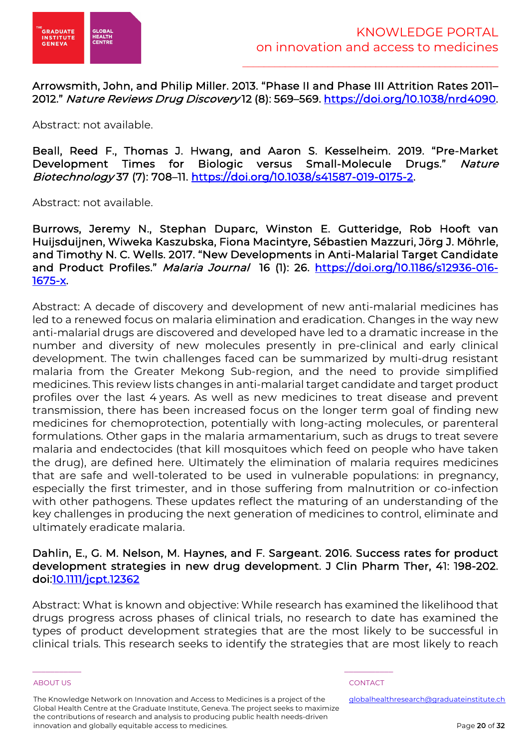**Arrowsmith, John, and Philip Miller. 2013. "Phase II and Phase III Attrition Rates 2011–2012."** ***Nature Reviews Drug Discovery*** **12 (8): 569–569.** [https://doi.org/10.1038/nrd4090](https://doi.org/10.1038/nrd4090).

Abstract: not available.

**Beall, Reed F., Thomas J. Hwang, and Aaron S. Kesselheim. 2019. "Pre-Market Development Times for Biologic versus Small-Molecule Drugs."** ***Nature Biotechnology*** **37 (7): 708–11.** [https://doi.org/10.1038/s41587-019-0175-2](https://doi.org/10.1038/s41587-019-0175-2).

Abstract: not available.

**Burrows, Jeremy N., Stephan Duparc, Winston E. Gutteridge, Rob Hooft van Huijsduijnen, Wiweka Kaszubska, Fiona Macintyre, Sébastien Mazzuri, Jörg J. Möhrle, and Timothy N. C. Wells. 2017. "New Developments in Anti-Malarial Target Candidate and Product Profiles."** ***Malaria Journal*** **16 (1): 26.** [https://doi.org/10.1186/s12936-016-1675-x](https://doi.org/10.1186/s12936-016-1675-x).

Abstract: A decade of discovery and development of new anti-malarial medicines has led to a renewed focus on malaria elimination and eradication. Changes in the way new anti-malarial drugs are discovered and developed have led to a dramatic increase in the number and diversity of new molecules presently in pre-clinical and early clinical development. The twin challenges faced can be summarized by multi-drug resistant malaria from the Greater Mekong Sub-region, and the need to provide simplified medicines. This review lists changes in anti-malarial target candidate and target product profiles over the last 4 years. As well as new medicines to treat disease and prevent transmission, there has been increased focus on the longer term goal of finding new medicines for chemoprotection, potentially with long-acting molecules, or parenteral formulations. Other gaps in the malaria armamentarium, such as drugs to treat severe malaria and endectocides (that kill mosquitoes which feed on people who have taken the drug), are defined here. Ultimately the elimination of malaria requires medicines that are safe and well-tolerated to be used in vulnerable populations: in pregnancy, especially the first trimester, and in those suffering from malnutrition or co-infection with other pathogens. These updates reflect the maturing of an understanding of the key challenges in producing the next generation of medicines to control, eliminate and ultimately eradicate malaria.

**Dahlin, E., G. M. Nelson, M. Haynes, and F. Sargeant. 2016. Success rates for product development strategies in new drug development. J Clin Pharm Ther, 41: 198-202. doi:**[10.1111/jcpt.12362](https://doi.org/10.1111/jcpt.12362)

Abstract: What is known and objective: While research has examined the likelihood that drugs progress across phases of clinical trials, no research to date has examined the types of product development strategies that are the most likely to be successful in clinical trials. This research seeks to identify the strategies that are most likely to reach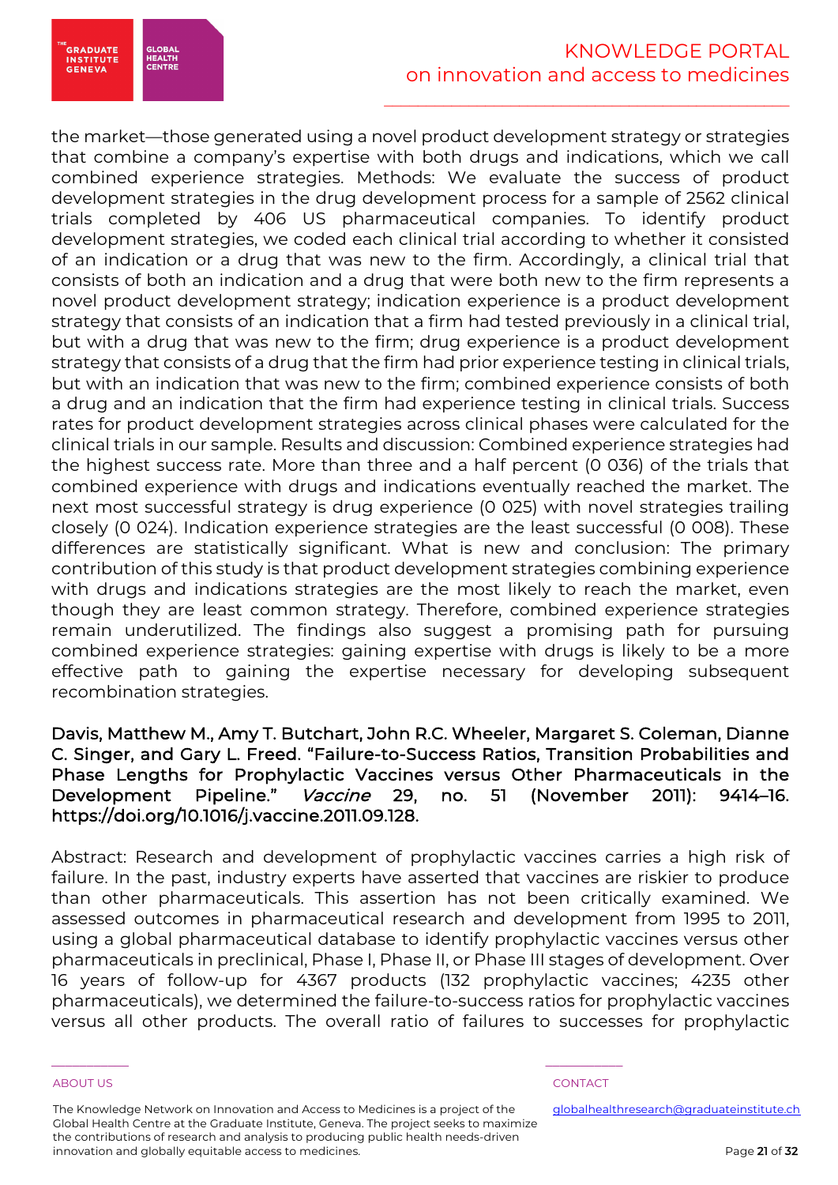the market—those generated using a novel product development strategy or strategies that combine a company's expertise with both drugs and indications, which we call combined experience strategies. Methods: We evaluate the success of product development strategies in the drug development process for a sample of 2562 clinical trials completed by 406 US pharmaceutical companies. To identify product development strategies, we coded each clinical trial according to whether it consisted of an indication or a drug that was new to the firm. Accordingly, a clinical trial that consists of both an indication and a drug that were both new to the firm represents a novel product development strategy; indication experience is a product development strategy that consists of an indication that a firm had tested previously in a clinical trial, but with a drug that was new to the firm; drug experience is a product development strategy that consists of a drug that the firm had prior experience testing in clinical trials, but with an indication that was new to the firm; combined experience consists of both a drug and an indication that the firm had experience testing in clinical trials. Success rates for product development strategies across clinical phases were calculated for the clinical trials in our sample. Results and discussion: Combined experience strategies had the highest success rate. More than three and a half percent (0 036) of the trials that combined experience with drugs and indications eventually reached the market. The next most successful strategy is drug experience (0 025) with novel strategies trailing closely (0 024). Indication experience strategies are the least successful (0 008). These differences are statistically significant. What is new and conclusion: The primary contribution of this study is that product development strategies combining experience with drugs and indications strategies are the most likely to reach the market, even though they are least common strategy. Therefore, combined experience strategies remain underutilized. The findings also suggest a promising path for pursuing combined experience strategies: gaining expertise with drugs is likely to be a more effective path to gaining the expertise necessary for developing subsequent recombination strategies.

Davis, Matthew M., Amy T. Butchart, John R.C. Wheeler, Margaret S. Coleman, Dianne C. Singer, and Gary L. Freed. "Failure-to-Success Ratios, Transition Probabilities and Phase Lengths for Prophylactic Vaccines versus Other Pharmaceuticals in the Development Pipeline." *Vaccine* 29, no. 51 (November 2011): 9414–16. https://doi.org/10.1016/j.vaccine.2011.09.128.

Abstract: Research and development of prophylactic vaccines carries a high risk of failure. In the past, industry experts have asserted that vaccines are riskier to produce than other pharmaceuticals. This assertion has not been critically examined. We assessed outcomes in pharmaceutical research and development from 1995 to 2011, using a global pharmaceutical database to identify prophylactic vaccines versus other pharmaceuticals in preclinical, Phase I, Phase II, or Phase III stages of development. Over 16 years of follow-up for 4367 products (132 prophylactic vaccines; 4235 other pharmaceuticals), we determined the failure-to-success ratios for prophylactic vaccines versus all other products. The overall ratio of failures to successes for prophylactic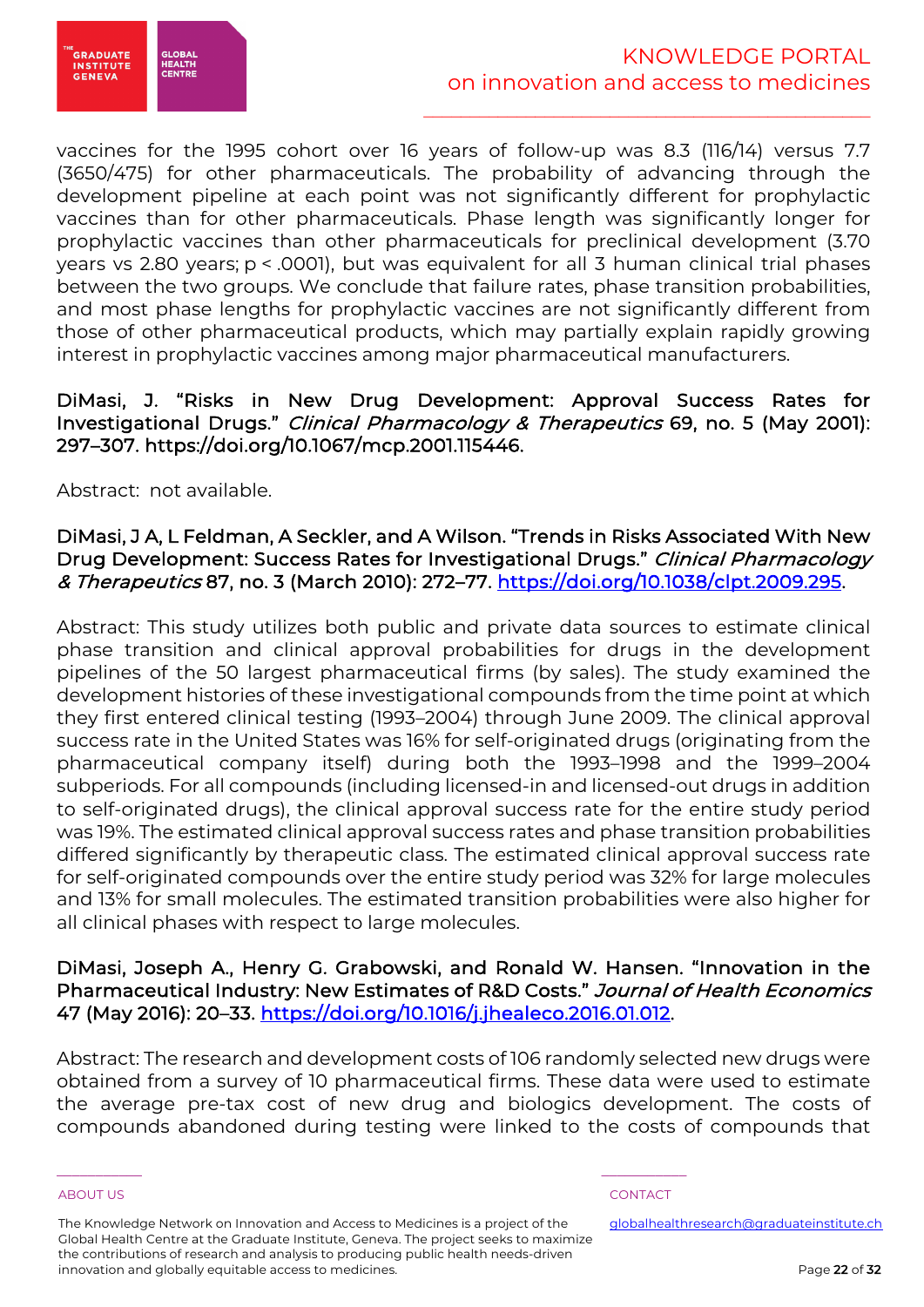vaccines for the 1995 cohort over 16 years of follow-up was 8.3 (116/14) versus 7.7 (3650/475) for other pharmaceuticals. The probability of advancing through the development pipeline at each point was not significantly different for prophylactic vaccines than for other pharmaceuticals. Phase length was significantly longer for prophylactic vaccines than other pharmaceuticals for preclinical development (3.70 years vs 2.80 years; $p < .0001$), but was equivalent for all 3 human clinical trial phases between the two groups. We conclude that failure rates, phase transition probabilities, and most phase lengths for prophylactic vaccines are not significantly different from those of other pharmaceutical products, which may partially explain rapidly growing interest in prophylactic vaccines among major pharmaceutical manufacturers.

**DiMasi, J. "Risks in New Drug Development: Approval Success Rates for Investigational Drugs." *Clinical Pharmacology & Therapeutics* 69, no. 5 (May 2001): 297–307. https://doi.org/10.1067/mcp.2001.115446.**

Abstract: not available.

**DiMasi, J A, L Feldman, A Seckler, and A Wilson. "Trends in Risks Associated With New Drug Development: Success Rates for Investigational Drugs." *Clinical Pharmacology & Therapeutics* 87, no. 3 (March 2010): 272–77. https://doi.org/10.1038/clpt.2009.295.**

Abstract: This study utilizes both public and private data sources to estimate clinical phase transition and clinical approval probabilities for drugs in the development pipelines of the 50 largest pharmaceutical firms (by sales). The study examined the development histories of these investigational compounds from the time point at which they first entered clinical testing (1993–2004) through June 2009. The clinical approval success rate in the United States was 16% for self-originated drugs (originating from the pharmaceutical company itself) during both the 1993–1998 and the 1999–2004 subperiods. For all compounds (including licensed-in and licensed-out drugs in addition to self-originated drugs), the clinical approval success rate for the entire study period was 19%. The estimated clinical approval success rates and phase transition probabilities differed significantly by therapeutic class. The estimated clinical approval success rate for self-originated compounds over the entire study period was 32% for large molecules and 13% for small molecules. The estimated transition probabilities were also higher for all clinical phases with respect to large molecules.

**DiMasi, Joseph A., Henry G. Grabowski, and Ronald W. Hansen. "Innovation in the Pharmaceutical Industry: New Estimates of R&D Costs." *Journal of Health Economics* 47 (May 2016): 20–33. https://doi.org/10.1016/j.jhealeco.2016.01.012.**

Abstract: The research and development costs of 106 randomly selected new drugs were obtained from a survey of 10 pharmaceutical firms. These data were used to estimate the average pre-tax cost of new drug and biologics development. The costs of compounds abandoned during testing were linked to the costs of compounds that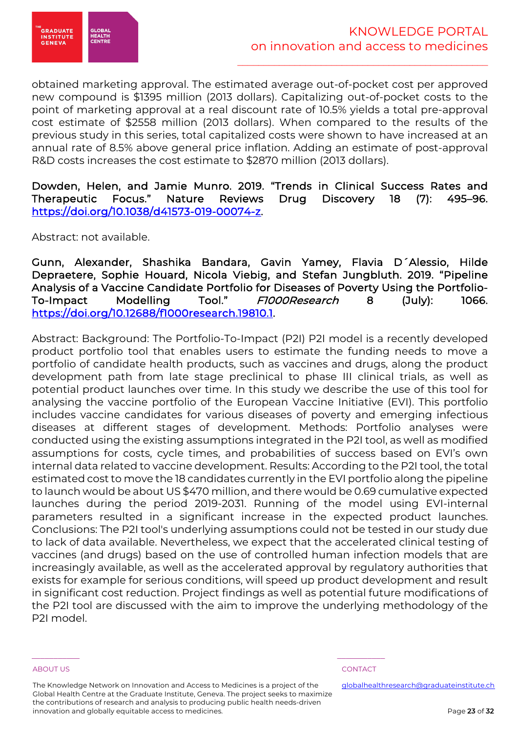obtained marketing approval. The estimated average out-of-pocket cost per approved new compound is $1395 million (2013 dollars). Capitalizing out-of-pocket costs to the point of marketing approval at a real discount rate of 10.5% yields a total pre-approval cost estimate of $2558 million (2013 dollars). When compared to the results of the previous study in this series, total capitalized costs were shown to have increased at an annual rate of 8.5% above general price inflation. Adding an estimate of post-approval R&D costs increases the cost estimate to $2870 million (2013 dollars).

**Dowden, Helen, and Jamie Munro. 2019. "Trends in Clinical Success Rates and Therapeutic Focus." Nature Reviews Drug Discovery 18 (7): 495–96. [https://doi.org/10.1038/d41573-019-00074-z](https://doi.org/10.1038/d41573-019-00074-z).**

Abstract: not available.

**Gunn, Alexander, Shashika Bandara, Gavin Yamey, Flavia D´Alessio, Hilde Depraetere, Sophie Houard, Nicola Viebig, and Stefan Jungbluth. 2019. "Pipeline Analysis of a Vaccine Candidate Portfolio for Diseases of Poverty Using the Portfolio-To-Impact Modelling Tool."** ***F1000Research*** **8 (July): 1066. [https://doi.org/10.12688/f1000research.19810.1](https://doi.org/10.12688/f1000research.19810.1).**

Abstract: Background: The Portfolio-To-Impact (P2I) P2I model is a recently developed product portfolio tool that enables users to estimate the funding needs to move a portfolio of candidate health products, such as vaccines and drugs, along the product development path from late stage preclinical to phase III clinical trials, as well as potential product launches over time. In this study we describe the use of this tool for analysing the vaccine portfolio of the European Vaccine Initiative (EVI). This portfolio includes vaccine candidates for various diseases of poverty and emerging infectious diseases at different stages of development. Methods: Portfolio analyses were conducted using the existing assumptions integrated in the P2I tool, as well as modified assumptions for costs, cycle times, and probabilities of success based on EVI's own internal data related to vaccine development. Results: According to the P2I tool, the total estimated cost to move the 18 candidates currently in the EVI portfolio along the pipeline to launch would be about US $470 million, and there would be 0.69 cumulative expected launches during the period 2019-2031. Running of the model using EVI-internal parameters resulted in a significant increase in the expected product launches. Conclusions: The P2I tool's underlying assumptions could not be tested in our study due to lack of data available. Nevertheless, we expect that the accelerated clinical testing of vaccines (and drugs) based on the use of controlled human infection models that are increasingly available, as well as the accelerated approval by regulatory authorities that exists for example for serious conditions, will speed up product development and result in significant cost reduction. Project findings as well as potential future modifications of the P2I tool are discussed with the aim to improve the underlying methodology of the P2I model.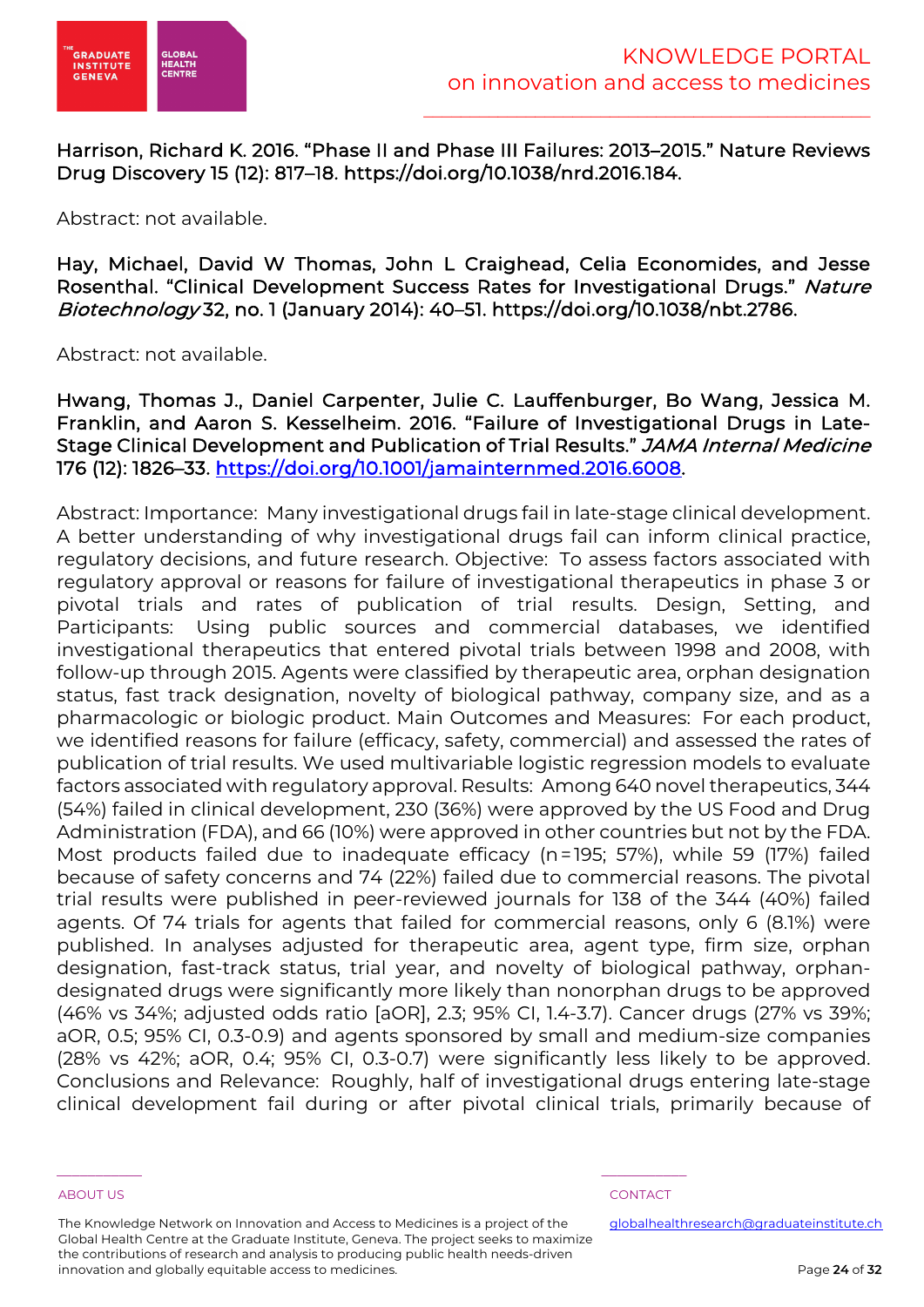**Harrison, Richard K. 2016. "Phase II and Phase III Failures: 2013–2015." Nature Reviews Drug Discovery 15 (12): 817–18. https://doi.org/10.1038/nrd.2016.184.**

Abstract: not available.

**Hay, Michael, David W Thomas, John L Craighead, Celia Economides, and Jesse Rosenthal. "Clinical Development Success Rates for Investigational Drugs."** ***Nature Biotechnology*** **32, no. 1 (January 2014): 40–51. https://doi.org/10.1038/nbt.2786.**

Abstract: not available.

**Hwang, Thomas J., Daniel Carpenter, Julie C. Lauffenburger, Bo Wang, Jessica M. Franklin, and Aaron S. Kesselheim. 2016. "Failure of Investigational Drugs in Late-Stage Clinical Development and Publication of Trial Results."** ***JAMA Internal Medicine*** **176 (12): 1826–33. [https://doi.org/10.1001/jamainternmed.2016.6008](https://doi.org/10.1001/jamainternmed.2016.6008).**

Abstract: Importance: Many investigational drugs fail in late-stage clinical development. A better understanding of why investigational drugs fail can inform clinical practice, regulatory decisions, and future research. Objective: To assess factors associated with regulatory approval or reasons for failure of investigational therapeutics in phase 3 or pivotal trials and rates of publication of trial results. Design, Setting, and Participants: Using public sources and commercial databases, we identified investigational therapeutics that entered pivotal trials between 1998 and 2008, with follow-up through 2015. Agents were classified by therapeutic area, orphan designation status, fast track designation, novelty of biological pathway, company size, and as a pharmacologic or biologic product. Main Outcomes and Measures: For each product, we identified reasons for failure (efficacy, safety, commercial) and assessed the rates of publication of trial results. We used multivariable logistic regression models to evaluate factors associated with regulatory approval. Results: Among 640 novel therapeutics, 344 (54%) failed in clinical development, 230 (36%) were approved by the US Food and Drug Administration (FDA), and 66 (10%) were approved in other countries but not by the FDA. Most products failed due to inadequate efficacy (n = 195; 57%), while 59 (17%) failed because of safety concerns and 74 (22%) failed due to commercial reasons. The pivotal trial results were published in peer-reviewed journals for 138 of the 344 (40%) failed agents. Of 74 trials for agents that failed for commercial reasons, only 6 (8.1%) were published. In analyses adjusted for therapeutic area, agent type, firm size, orphan designation, fast-track status, trial year, and novelty of biological pathway, orphan-designated drugs were significantly more likely than nonorphan drugs to be approved (46% vs 34%; adjusted odds ratio [aOR], 2.3; 95% CI, 1.4-3.7). Cancer drugs (27% vs 39%; aOR, 0.5; 95% CI, 0.3-0.9) and agents sponsored by small and medium-size companies (28% vs 42%; aOR, 0.4; 95% CI, 0.3-0.7) were significantly less likely to be approved. Conclusions and Relevance: Roughly, half of investigational drugs entering late-stage clinical development fail during or after pivotal clinical trials, primarily because of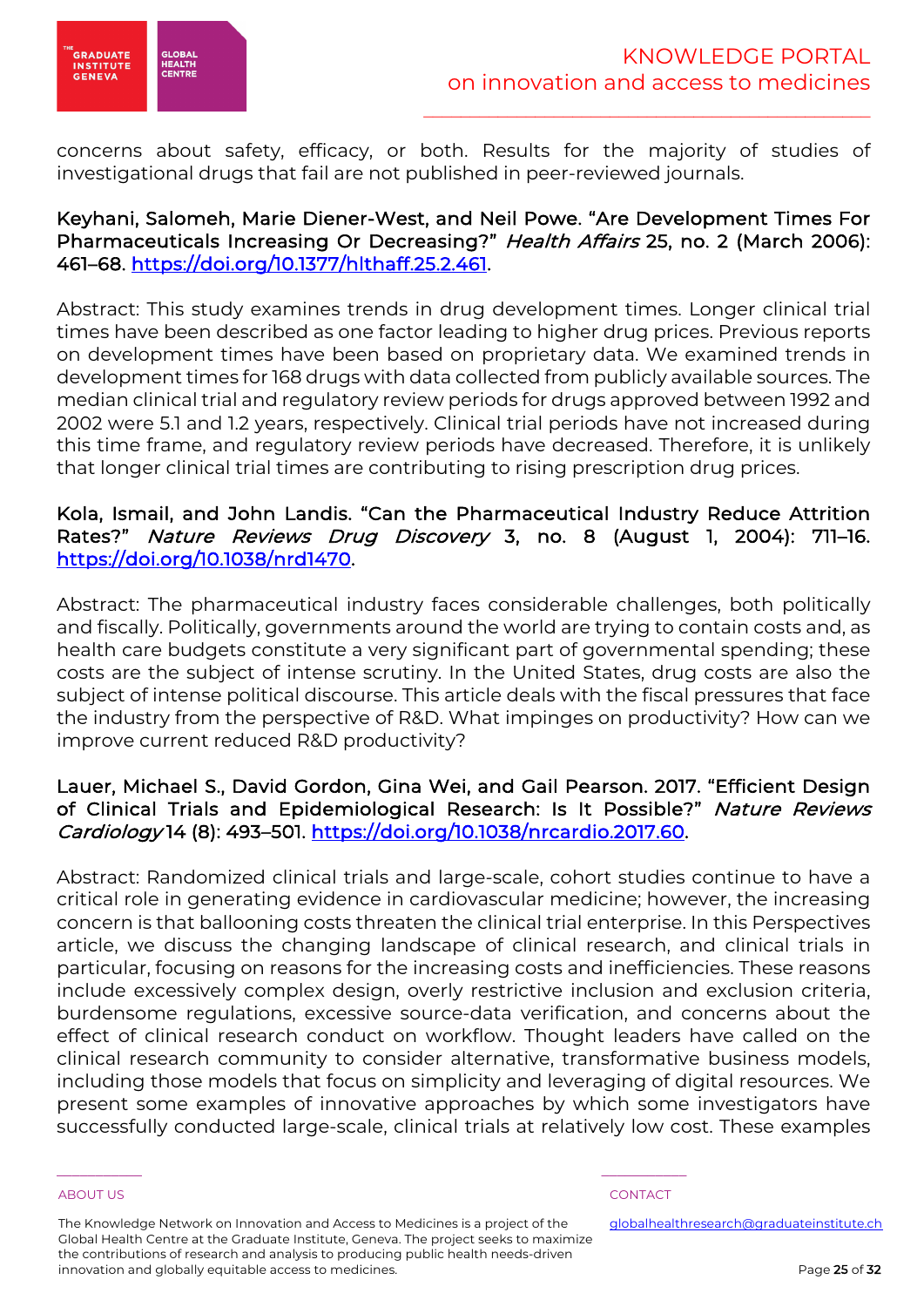concerns about safety, efficacy, or both. Results for the majority of studies of investigational drugs that fail are not published in peer-reviewed journals.

**Keyhani, Salomeh, Marie Diener-West, and Neil Powe. "Are Development Times For Pharmaceuticals Increasing Or Decreasing?"** ***Health Affairs*** **25, no. 2 (March 2006): 461–68. [https://doi.org/10.1377/hlthaff.25.2.461](https://doi.org/10.1377/hlthaff.25.2.461).**

Abstract: This study examines trends in drug development times. Longer clinical trial times have been described as one factor leading to higher drug prices. Previous reports on development times have been based on proprietary data. We examined trends in development times for 168 drugs with data collected from publicly available sources. The median clinical trial and regulatory review periods for drugs approved between 1992 and 2002 were 5.1 and 1.2 years, respectively. Clinical trial periods have not increased during this time frame, and regulatory review periods have decreased. Therefore, it is unlikely that longer clinical trial times are contributing to rising prescription drug prices.

**Kola, Ismail, and John Landis. "Can the Pharmaceutical Industry Reduce Attrition Rates?"** ***Nature Reviews Drug Discovery*** **3, no. 8 (August 1, 2004): 711–16. [https://doi.org/10.1038/nrd1470](https://doi.org/10.1038/nrd1470).**

Abstract: The pharmaceutical industry faces considerable challenges, both politically and fiscally. Politically, governments around the world are trying to contain costs and, as health care budgets constitute a very significant part of governmental spending; these costs are the subject of intense scrutiny. In the United States, drug costs are also the subject of intense political discourse. This article deals with the fiscal pressures that face the industry from the perspective of R&D. What impinges on productivity? How can we improve current reduced R&D productivity?

**Lauer, Michael S., David Gordon, Gina Wei, and Gail Pearson. 2017. "Efficient Design of Clinical Trials and Epidemiological Research: Is It Possible?"** ***Nature Reviews Cardiology*** **14 (8): 493–501. [https://doi.org/10.1038/nrcardio.2017.60](https://doi.org/10.1038/nrcardio.2017.60).**

Abstract: Randomized clinical trials and large-scale, cohort studies continue to have a critical role in generating evidence in cardiovascular medicine; however, the increasing concern is that ballooning costs threaten the clinical trial enterprise. In this Perspectives article, we discuss the changing landscape of clinical research, and clinical trials in particular, focusing on reasons for the increasing costs and inefficiencies. These reasons include excessively complex design, overly restrictive inclusion and exclusion criteria, burdensome regulations, excessive source-data verification, and concerns about the effect of clinical research conduct on workflow. Thought leaders have called on the clinical research community to consider alternative, transformative business models, including those models that focus on simplicity and leveraging of digital resources. We present some examples of innovative approaches by which some investigators have successfully conducted large-scale, clinical trials at relatively low cost. These examples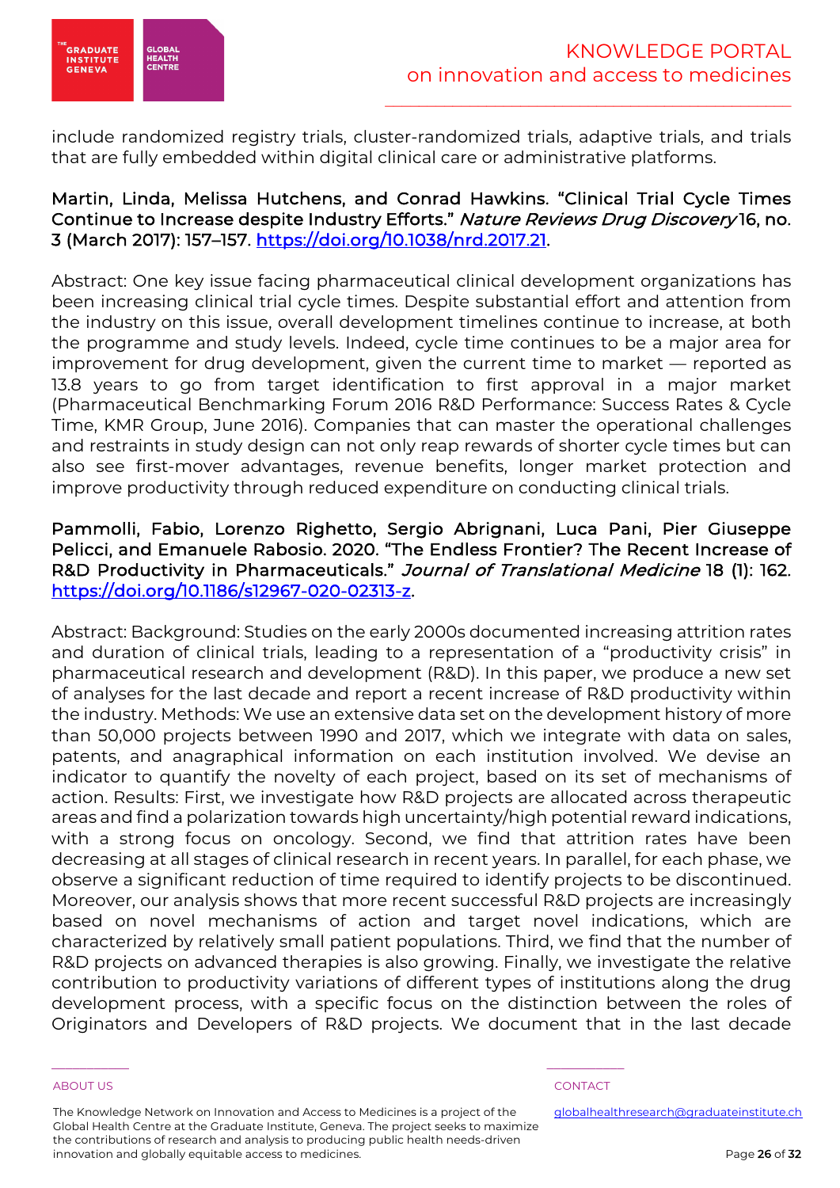include randomized registry trials, cluster-randomized trials, adaptive trials, and trials that are fully embedded within digital clinical care or administrative platforms.

**Martin, Linda, Melissa Hutchens, and Conrad Hawkins. "Clinical Trial Cycle Times Continue to Increase despite Industry Efforts."** ***Nature Reviews Drug Discovery*** **16, no. 3 (March 2017): 157–157. https://doi.org/10.1038/nrd.2017.21.**

Abstract: One key issue facing pharmaceutical clinical development organizations has been increasing clinical trial cycle times. Despite substantial effort and attention from the industry on this issue, overall development timelines continue to increase, at both the programme and study levels. Indeed, cycle time continues to be a major area for improvement for drug development, given the current time to market — reported as 13.8 years to go from target identification to first approval in a major market (Pharmaceutical Benchmarking Forum 2016 R&D Performance: Success Rates & Cycle Time, KMR Group, June 2016). Companies that can master the operational challenges and restraints in study design can not only reap rewards of shorter cycle times but can also see first-mover advantages, revenue benefits, longer market protection and improve productivity through reduced expenditure on conducting clinical trials.

**Pammolli, Fabio, Lorenzo Righetto, Sergio Abrignani, Luca Pani, Pier Giuseppe Pelicci, and Emanuele Rabosio. 2020. "The Endless Frontier? The Recent Increase of R&D Productivity in Pharmaceuticals."** ***Journal of Translational Medicine*** **18 (1): 162. https://doi.org/10.1186/s12967-020-02313-z.**

Abstract: Background: Studies on the early 2000s documented increasing attrition rates and duration of clinical trials, leading to a representation of a "productivity crisis" in pharmaceutical research and development (R&D). In this paper, we produce a new set of analyses for the last decade and report a recent increase of R&D productivity within the industry. Methods: We use an extensive data set on the development history of more than 50,000 projects between 1990 and 2017, which we integrate with data on sales, patents, and anagraphical information on each institution involved. We devise an indicator to quantify the novelty of each project, based on its set of mechanisms of action. Results: First, we investigate how R&D projects are allocated across therapeutic areas and find a polarization towards high uncertainty/high potential reward indications, with a strong focus on oncology. Second, we find that attrition rates have been decreasing at all stages of clinical research in recent years. In parallel, for each phase, we observe a significant reduction of time required to identify projects to be discontinued. Moreover, our analysis shows that more recent successful R&D projects are increasingly based on novel mechanisms of action and target novel indications, which are characterized by relatively small patient populations. Third, we find that the number of R&D projects on advanced therapies is also growing. Finally, we investigate the relative contribution to productivity variations of different types of institutions along the drug development process, with a specific focus on the distinction between the roles of Originators and Developers of R&D projects. We document that in the last decade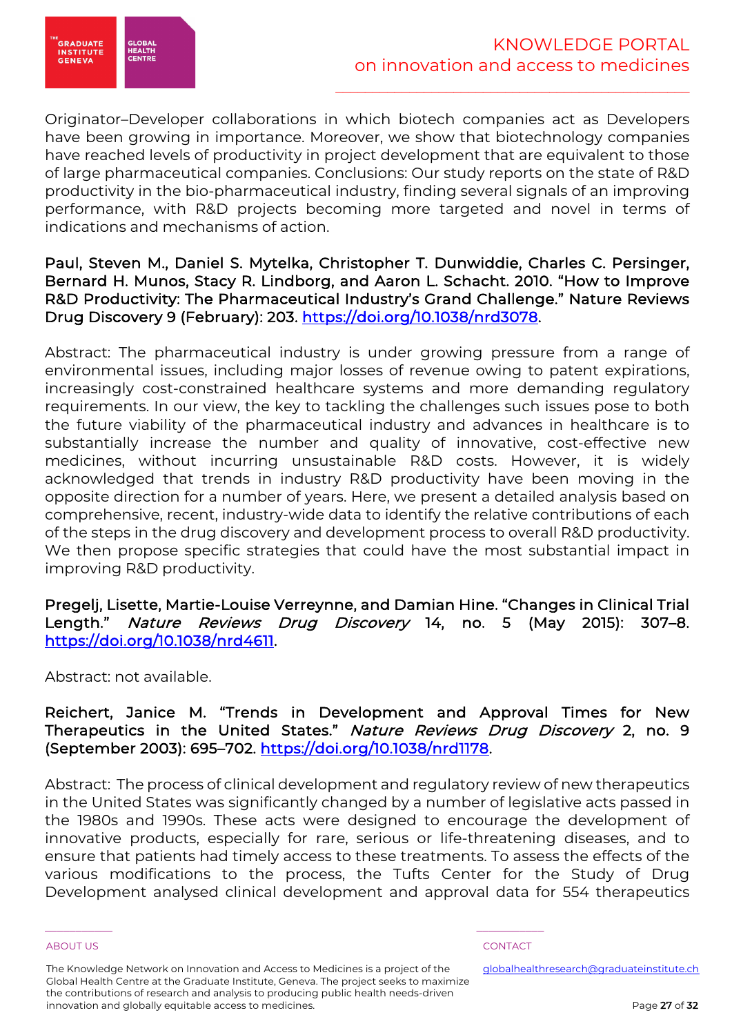Originator–Developer collaborations in which biotech companies act as Developers have been growing in importance. Moreover, we show that biotechnology companies have reached levels of productivity in project development that are equivalent to those of large pharmaceutical companies. Conclusions: Our study reports on the state of R&D productivity in the bio-pharmaceutical industry, finding several signals of an improving performance, with R&D projects becoming more targeted and novel in terms of indications and mechanisms of action.

**Paul, Steven M., Daniel S. Mytelka, Christopher T. Dunwiddie, Charles C. Persinger, Bernard H. Munos, Stacy R. Lindborg, and Aaron L. Schacht. 2010. "How to Improve R&D Productivity: The Pharmaceutical Industry's Grand Challenge." Nature Reviews Drug Discovery 9 (February): 203. [https://doi.org/10.1038/nrd3078](https://doi.org/10.1038/nrd3078).**

Abstract: The pharmaceutical industry is under growing pressure from a range of environmental issues, including major losses of revenue owing to patent expirations, increasingly cost-constrained healthcare systems and more demanding regulatory requirements. In our view, the key to tackling the challenges such issues pose to both the future viability of the pharmaceutical industry and advances in healthcare is to substantially increase the number and quality of innovative, cost-effective new medicines, without incurring unsustainable R&D costs. However, it is widely acknowledged that trends in industry R&D productivity have been moving in the opposite direction for a number of years. Here, we present a detailed analysis based on comprehensive, recent, industry-wide data to identify the relative contributions of each of the steps in the drug discovery and development process to overall R&D productivity. We then propose specific strategies that could have the most substantial impact in improving R&D productivity.

**Pregelj, Lisette, Martie-Louise Verreynne, and Damian Hine. "Changes in Clinical Trial Length." *Nature Reviews Drug Discovery* 14, no. 5 (May 2015): 307–8. [https://doi.org/10.1038/nrd4611](https://doi.org/10.1038/nrd4611).**

Abstract: not available.

**Reichert, Janice M. "Trends in Development and Approval Times for New Therapeutics in the United States." *Nature Reviews Drug Discovery* 2, no. 9 (September 2003): 695–702. [https://doi.org/10.1038/nrd1178](https://doi.org/10.1038/nrd1178).**

Abstract: The process of clinical development and regulatory review of new therapeutics in the United States was significantly changed by a number of legislative acts passed in the 1980s and 1990s. These acts were designed to encourage the development of innovative products, especially for rare, serious or life-threatening diseases, and to ensure that patients had timely access to these treatments. To assess the effects of the various modifications to the process, the Tufts Center for the Study of Drug Development analysed clinical development and approval data for 554 therapeutics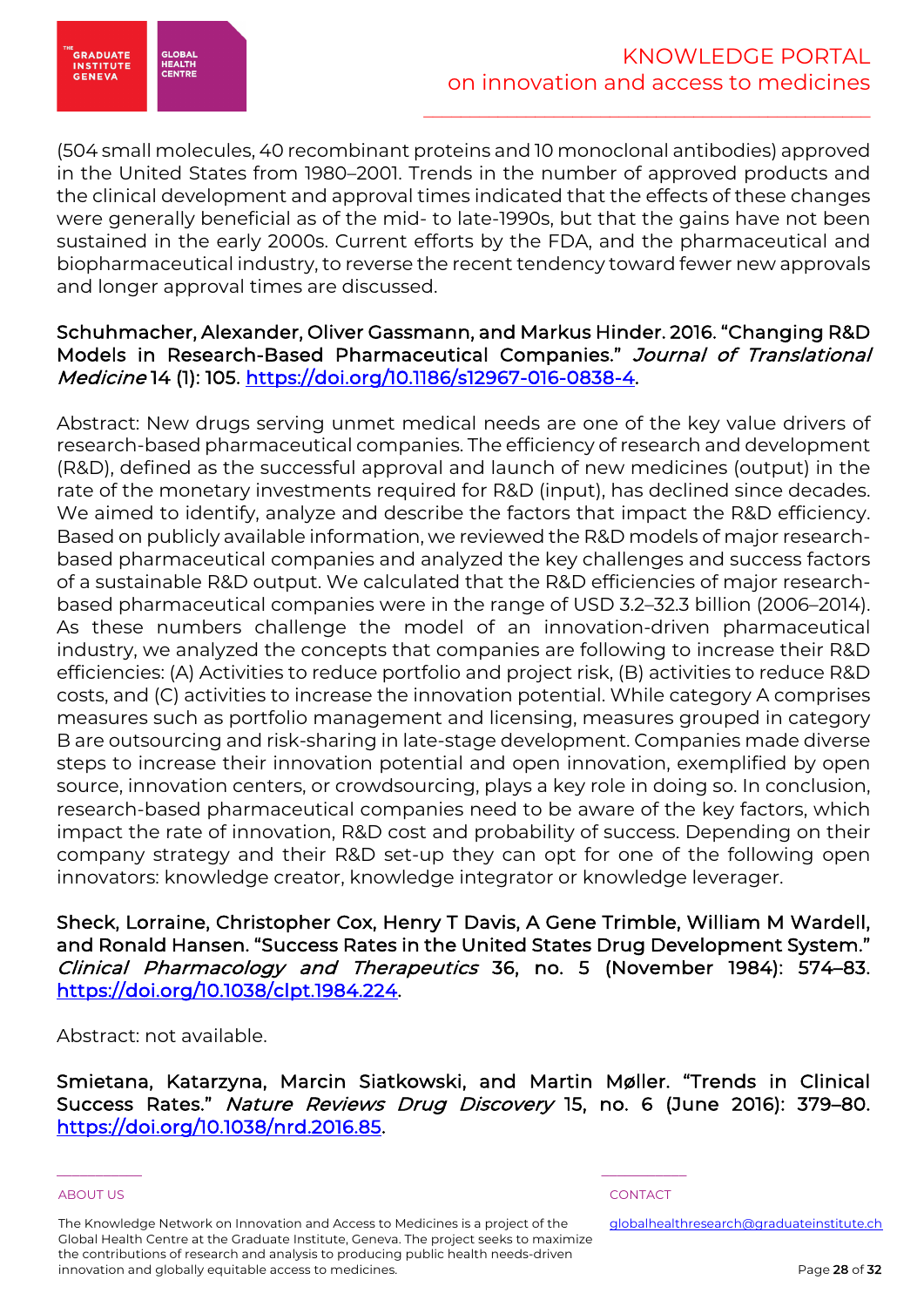(504 small molecules, 40 recombinant proteins and 10 monoclonal antibodies) approved in the United States from 1980–2001. Trends in the number of approved products and the clinical development and approval times indicated that the effects of these changes were generally beneficial as of the mid- to late-1990s, but that the gains have not been sustained in the early 2000s. Current efforts by the FDA, and the pharmaceutical and biopharmaceutical industry, to reverse the recent tendency toward fewer new approvals and longer approval times are discussed.

**Schuhmacher, Alexander, Oliver Gassmann, and Markus Hinder. 2016. "Changing R&D Models in Research-Based Pharmaceutical Companies."** ***Journal of Translational Medicine*** **14 (1): 105.** [https://doi.org/10.1186/s12967-016-0838-4](https://doi.org/10.1186/s12967-016-0838-4).

Abstract: New drugs serving unmet medical needs are one of the key value drivers of research-based pharmaceutical companies. The efficiency of research and development (R&D), defined as the successful approval and launch of new medicines (output) in the rate of the monetary investments required for R&D (input), has declined since decades. We aimed to identify, analyze and describe the factors that impact the R&D efficiency. Based on publicly available information, we reviewed the R&D models of major research-based pharmaceutical companies and analyzed the key challenges and success factors of a sustainable R&D output. We calculated that the R&D efficiencies of major research-based pharmaceutical companies were in the range of USD 3.2–32.3 billion (2006–2014). As these numbers challenge the model of an innovation-driven pharmaceutical industry, we analyzed the concepts that companies are following to increase their R&D efficiencies: (A) Activities to reduce portfolio and project risk, (B) activities to reduce R&D costs, and (C) activities to increase the innovation potential. While category A comprises measures such as portfolio management and licensing, measures grouped in category B are outsourcing and risk-sharing in late-stage development. Companies made diverse steps to increase their innovation potential and open innovation, exemplified by open source, innovation centers, or crowdsourcing, plays a key role in doing so. In conclusion, research-based pharmaceutical companies need to be aware of the key factors, which impact the rate of innovation, R&D cost and probability of success. Depending on their company strategy and their R&D set-up they can opt for one of the following open innovators: knowledge creator, knowledge integrator or knowledge leverager.

**Sheck, Lorraine, Christopher Cox, Henry T Davis, A Gene Trimble, William M Wardell, and Ronald Hansen. "Success Rates in the United States Drug Development System."** ***Clinical Pharmacology and Therapeutics*** **36, no. 5 (November 1984): 574–83.** [https://doi.org/10.1038/clpt.1984.224](https://doi.org/10.1038/clpt.1984.224).

Abstract: not available.

**Smietana, Katarzyna, Marcin Siatkowski, and Martin Møller. "Trends in Clinical Success Rates."** ***Nature Reviews Drug Discovery*** **15, no. 6 (June 2016): 379–80.** [https://doi.org/10.1038/nrd.2016.85](https://doi.org/10.1038/nrd.2016.85).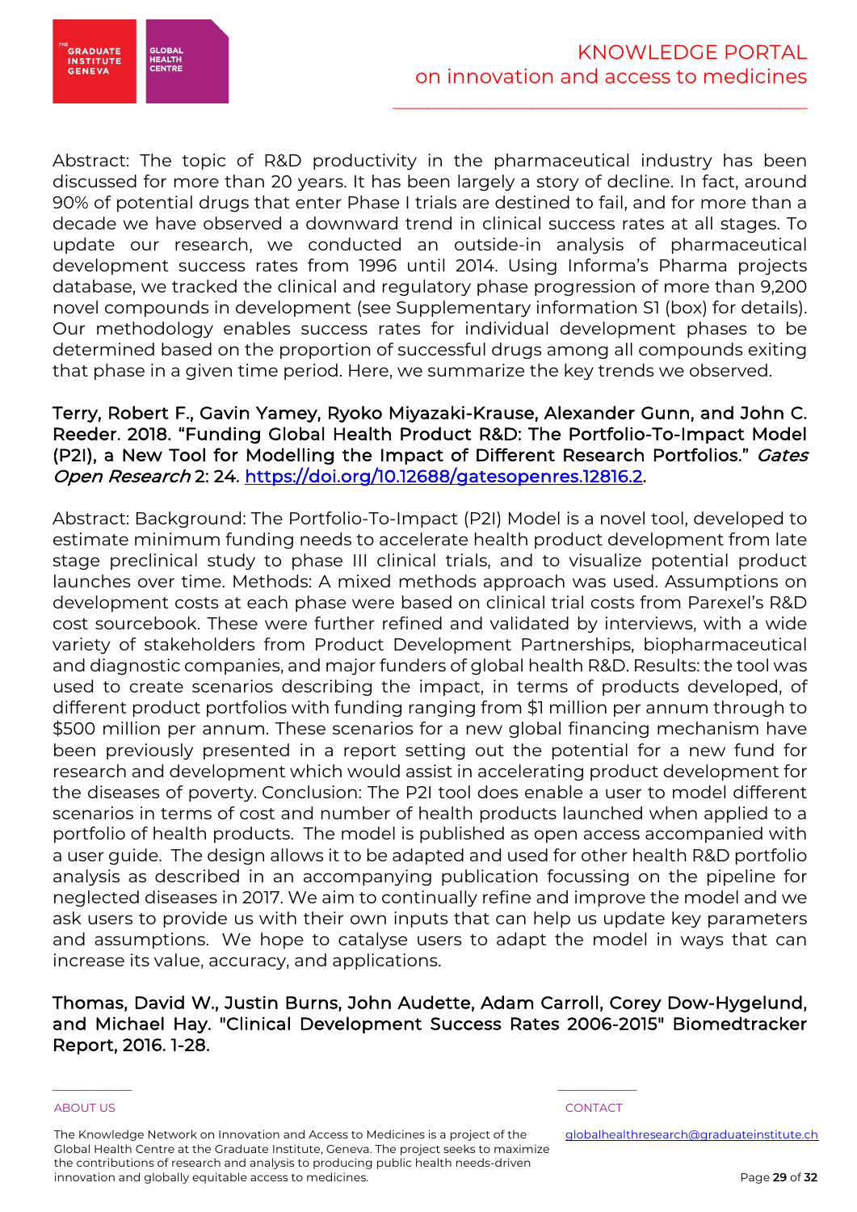Abstract: The topic of R&D productivity in the pharmaceutical industry has been discussed for more than 20 years. It has been largely a story of decline. In fact, around 90% of potential drugs that enter Phase I trials are destined to fail, and for more than a decade we have observed a downward trend in clinical success rates at all stages. To update our research, we conducted an outside-in analysis of pharmaceutical development success rates from 1996 until 2014. Using Informa's Pharma projects database, we tracked the clinical and regulatory phase progression of more than 9,200 novel compounds in development (see Supplementary information S1 (box) for details). Our methodology enables success rates for individual development phases to be determined based on the proportion of successful drugs among all compounds exiting that phase in a given time period. Here, we summarize the key trends we observed.

**Terry, Robert F., Gavin Yamey, Ryoko Miyazaki-Krause, Alexander Gunn, and John C. Reeder. 2018. "Funding Global Health Product R&D: The Portfolio-To-Impact Model (P2I), a New Tool for Modelling the Impact of Different Research Portfolios."** ***Gates Open Research*** **2: 24.** [https://doi.org/10.12688/gatesopenres.12816.2](https://doi.org/10.12688/gatesopenres.12816.2).

Abstract: Background: The Portfolio-To-Impact (P2I) Model is a novel tool, developed to estimate minimum funding needs to accelerate health product development from late stage preclinical study to phase III clinical trials, and to visualize potential product launches over time. Methods: A mixed methods approach was used. Assumptions on development costs at each phase were based on clinical trial costs from Parexel's R&D cost sourcebook. These were further refined and validated by interviews, with a wide variety of stakeholders from Product Development Partnerships, biopharmaceutical and diagnostic companies, and major funders of global health R&D. Results: the tool was used to create scenarios describing the impact, in terms of products developed, of different product portfolios with funding ranging from $1 million per annum through to $500 million per annum. These scenarios for a new global financing mechanism have been previously presented in a report setting out the potential for a new fund for research and development which would assist in accelerating product development for the diseases of poverty. Conclusion: The P2I tool does enable a user to model different scenarios in terms of cost and number of health products launched when applied to a portfolio of health products. The model is published as open access accompanied with a user guide. The design allows it to be adapted and used for other health R&D portfolio analysis as described in an accompanying publication focussing on the pipeline for neglected diseases in 2017. We aim to continually refine and improve the model and we ask users to provide us with their own inputs that can help us update key parameters and assumptions. We hope to catalyse users to adapt the model in ways that can increase its value, accuracy, and applications.

**Thomas, David W., Justin Burns, John Audette, Adam Carroll, Corey Dow-Hygelund, and Michael Hay. "Clinical Development Success Rates 2006-2015" Biomedtracker Report, 2016. 1-28.**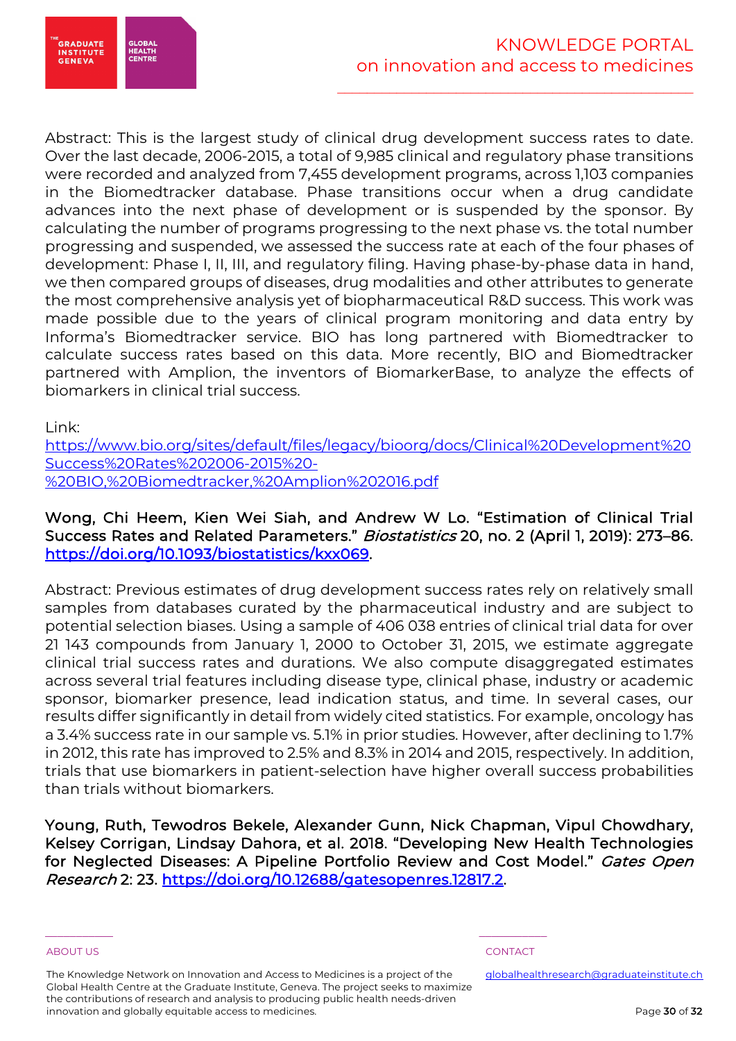Abstract: This is the largest study of clinical drug development success rates to date. Over the last decade, 2006-2015, a total of 9,985 clinical and regulatory phase transitions were recorded and analyzed from 7,455 development programs, across 1,103 companies in the Biomedtracker database. Phase transitions occur when a drug candidate advances into the next phase of development or is suspended by the sponsor. By calculating the number of programs progressing to the next phase vs. the total number progressing and suspended, we assessed the success rate at each of the four phases of development: Phase I, II, III, and regulatory filing. Having phase-by-phase data in hand, we then compared groups of diseases, drug modalities and other attributes to generate the most comprehensive analysis yet of biopharmaceutical R&D success. This work was made possible due to the years of clinical program monitoring and data entry by Informa's Biomedtracker service. BIO has long partnered with Biomedtracker to calculate success rates based on this data. More recently, BIO and Biomedtracker partnered with Amplion, the inventors of BiomarkerBase, to analyze the effects of biomarkers in clinical trial success.

Link:
[https://www.bio.org/sites/default/files/legacy/bioorg/docs/Clinical%20Development%20Success%20Rates%202006-2015%20-%20BIO,%20Biomedtracker,%20Amplion%202016.pdf](https://www.bio.org/sites/default/files/legacy/bioorg/docs/Clinical%20Development%20Success%20Rates%202006-2015%20-%20BIO,%20Biomedtracker,%20Amplion%202016.pdf)

**Wong, Chi Heem, Kien Wei Siah, and Andrew W Lo. "Estimation of Clinical Trial Success Rates and Related Parameters."** ***Biostatistics*** **20, no. 2 (April 1, 2019): 273–86.** [https://doi.org/10.1093/biostatistics/kxx069](https://doi.org/10.1093/biostatistics/kxx069).

Abstract: Previous estimates of drug development success rates rely on relatively small samples from databases curated by the pharmaceutical industry and are subject to potential selection biases. Using a sample of 406 038 entries of clinical trial data for over 21 143 compounds from January 1, 2000 to October 31, 2015, we estimate aggregate clinical trial success rates and durations. We also compute disaggregated estimates across several trial features including disease type, clinical phase, industry or academic sponsor, biomarker presence, lead indication status, and time. In several cases, our results differ significantly in detail from widely cited statistics. For example, oncology has a 3.4% success rate in our sample vs. 5.1% in prior studies. However, after declining to 1.7% in 2012, this rate has improved to 2.5% and 8.3% in 2014 and 2015, respectively. In addition, trials that use biomarkers in patient-selection have higher overall success probabilities than trials without biomarkers.

**Young, Ruth, Tewodros Bekele, Alexander Gunn, Nick Chapman, Vipul Chowdhary, Kelsey Corrigan, Lindsay Dahora, et al. 2018. "Developing New Health Technologies for Neglected Diseases: A Pipeline Portfolio Review and Cost Model."** ***Gates Open Research*** **2: 23.** [https://doi.org/10.12688/gatesopenres.12817.2](https://doi.org/10.12688/gatesopenres.12817.2).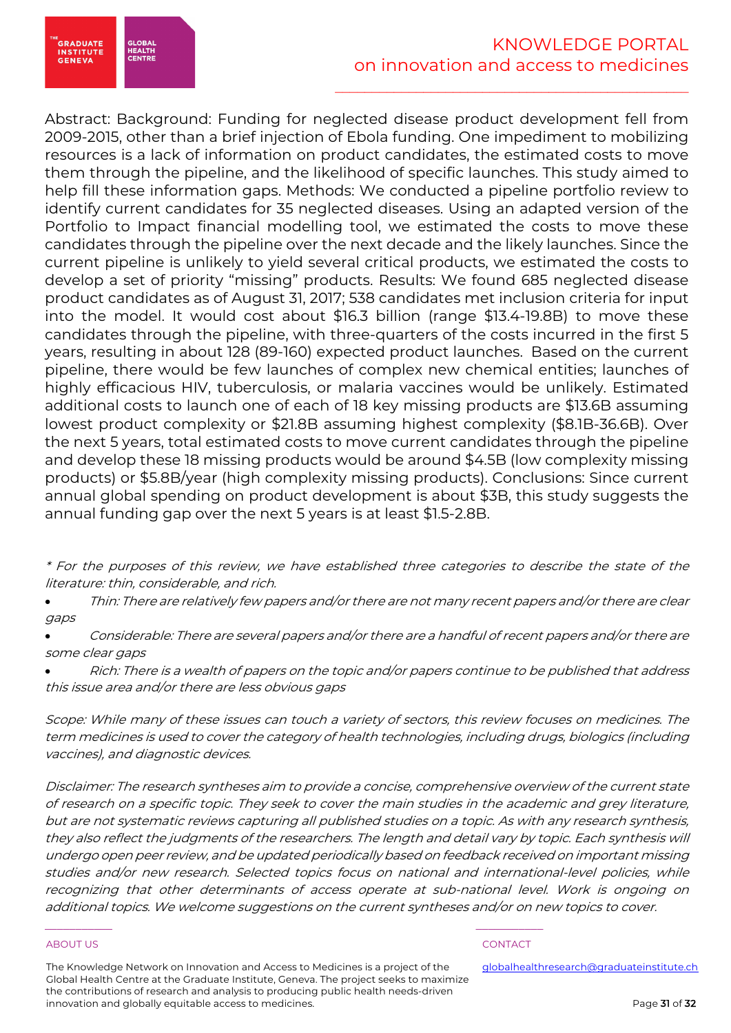Abstract: Background: Funding for neglected disease product development fell from 2009-2015, other than a brief injection of Ebola funding. One impediment to mobilizing resources is a lack of information on product candidates, the estimated costs to move them through the pipeline, and the likelihood of specific launches. This study aimed to help fill these information gaps. Methods: We conducted a pipeline portfolio review to identify current candidates for 35 neglected diseases. Using an adapted version of the Portfolio to Impact financial modelling tool, we estimated the costs to move these candidates through the pipeline over the next decade and the likely launches. Since the current pipeline is unlikely to yield several critical products, we estimated the costs to develop a set of priority "missing" products. Results: We found 685 neglected disease product candidates as of August 31, 2017; 538 candidates met inclusion criteria for input into the model. It would cost about $16.3 billion (range $13.4-19.8B) to move these candidates through the pipeline, with three-quarters of the costs incurred in the first 5 years, resulting in about 128 (89-160) expected product launches. Based on the current pipeline, there would be few launches of complex new chemical entities; launches of highly efficacious HIV, tuberculosis, or malaria vaccines would be unlikely. Estimated additional costs to launch one of each of 18 key missing products are $13.6B assuming lowest product complexity or $21.8B assuming highest complexity ($8.1B-36.6B). Over the next 5 years, total estimated costs to move current candidates through the pipeline and develop these 18 missing products would be around $4.5B (low complexity missing products) or $5.8B/year (high complexity missing products). Conclusions: Since current annual global spending on product development is about $3B, this study suggests the annual funding gap over the next 5 years is at least $1.5-2.8B.

*\* For the purposes of this review, we have established three categories to describe the state of the literature: thin, considerable, and rich.*

- *Thin: There are relatively few papers and/or there are not many recent papers and/or there are clear gaps*
- *Considerable: There are several papers and/or there are a handful of recent papers and/or there are some clear gaps*
- *Rich: There is a wealth of papers on the topic and/or papers continue to be published that address this issue area and/or there are less obvious gaps*

*Scope: While many of these issues can touch a variety of sectors, this review focuses on medicines. The term medicines is used to cover the category of health technologies, including drugs, biologics (including vaccines), and diagnostic devices.*

*Disclaimer: The research syntheses aim to provide a concise, comprehensive overview of the current state of research on a specific topic. They seek to cover the main studies in the academic and grey literature, but are not systematic reviews capturing all published studies on a topic. As with any research synthesis, they also reflect the judgments of the researchers. The length and detail vary by topic. Each synthesis will undergo open peer review, and be updated periodically based on feedback received on important missing studies and/or new research. Selected topics focus on national and international-level policies, while recognizing that other determinants of access operate at sub-national level. Work is ongoing on additional topics. We welcome suggestions on the current syntheses and/or on new topics to cover.*

ABOUT US

The Knowledge Network on Innovation and Access to Medicines is a project of the Global Health Centre at the Graduate Institute, Geneva. The project seeks to maximize the contributions of research and analysis to producing public health needs-driven innovation and globally equitable access to medicines.

CONTACT

globalhealthresearch@graduateinstitute.ch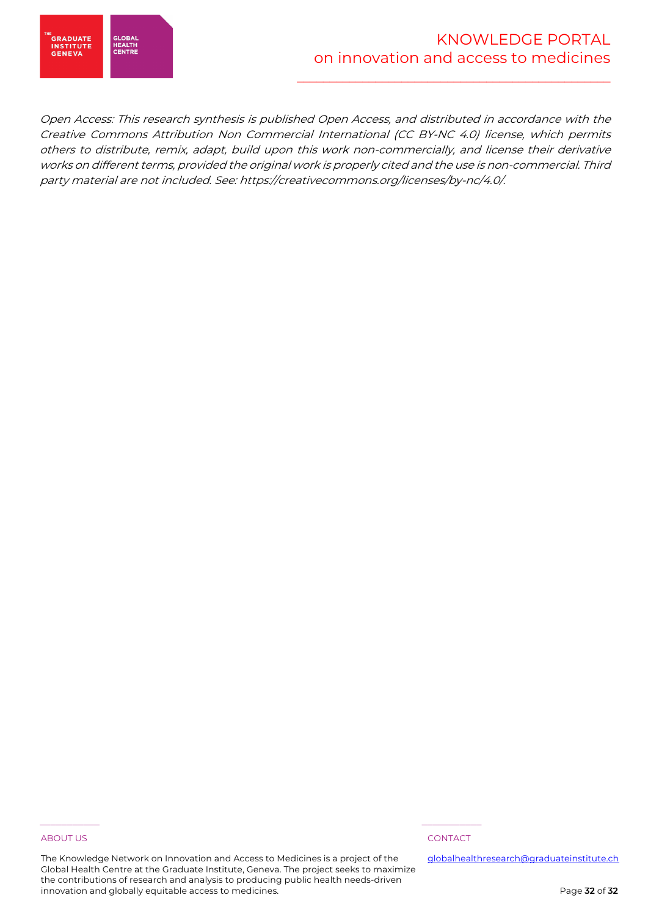*Open Access: This research synthesis is published Open Access, and distributed in accordance with the Creative Commons Attribution Non Commercial International (CC BY-NC 4.0) license, which permits others to distribute, remix, adapt, build upon this work non-commercially, and license their derivative works on different terms, provided the original work is properly cited and the use is non-commercial. Third party material are not included. See: https://creativecommons.org/licenses/by-nc/4.0/.*